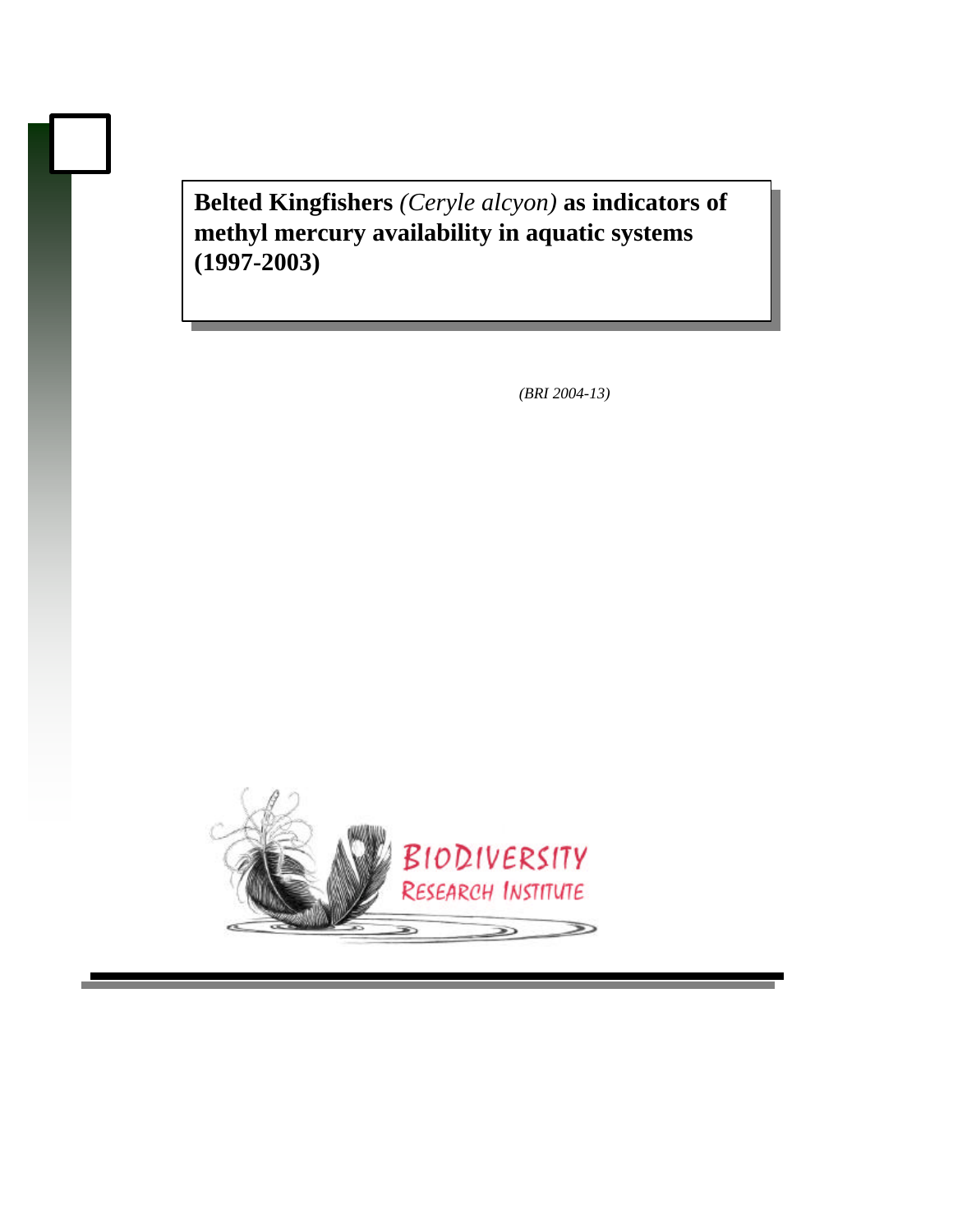# **Belted Kingfishers** *(Ceryle alcyon)* **as indicators of methyl mercury availability in aquatic systems (1997-2003)**

*(BRI 2004-13)*

BIODIVERSITY RESEARCH INSTITUTE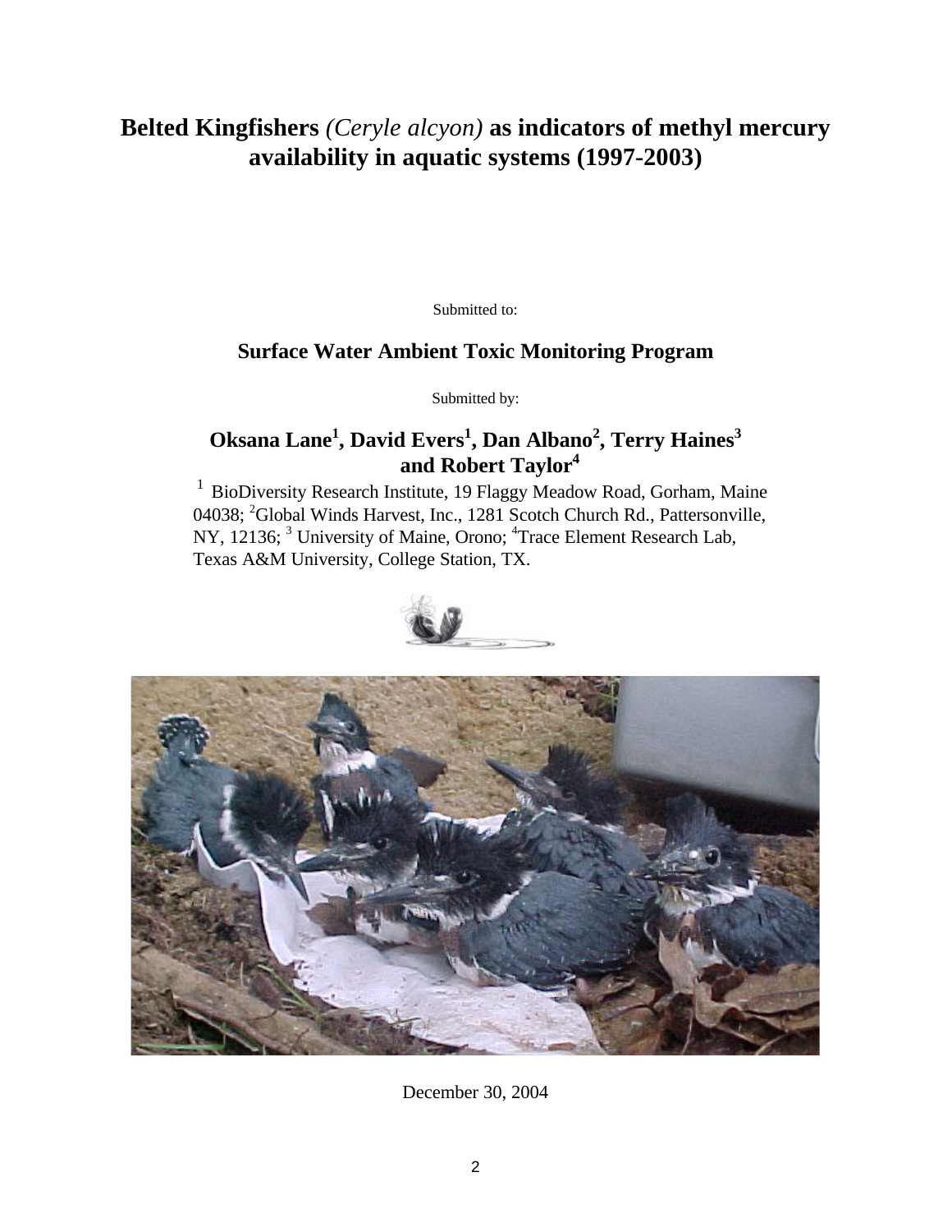# Belted Kingfishers *(Ceryle alcyon)* as indicators of methyl mercury availability in aquatic systems (1997-2003)

Submitted to:

## Surface Water Ambient Toxic Monitoring Program

Submitted by:

**Oksana Lane[1], David Evers[1], Dan Albano[2], Terry Haines[3] and Robert Taylor[4]**

[1] BioDiversity Research Institute, 19 Flaggy Meadow Road, Gorham, Maine 04038; [2]Global Winds Harvest, Inc., 1281 Scotch Church Rd., Pattersonville, NY, 12136; [3] University of Maine, Orono; [4]Trace Element Research Lab, Texas A&M University, College Station, TX.

December 30, 2004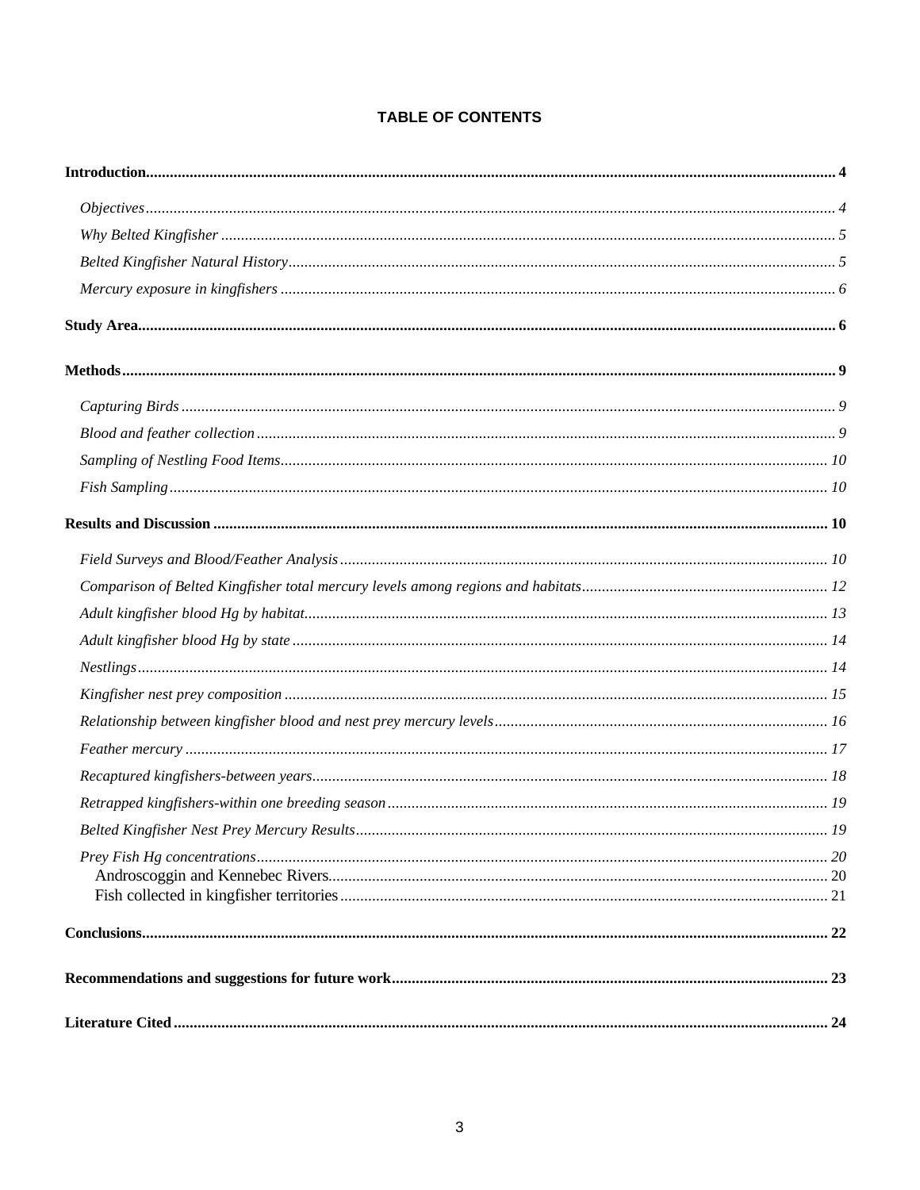## TABLE OF CONTENTS

**Introduction** ..... **4**

*Objectives* ..... *4*

*Why Belted Kingfisher* ..... *5*

*Belted Kingfisher Natural History* ..... *5*

*Mercury exposure in kingfishers* ..... *6*

**Study Area** ..... **6**

**Methods** ..... **9**

*Capturing Birds* ..... *9*

*Blood and feather collection* ..... *9*

*Sampling of Nestling Food Items* ..... *10*

*Fish Sampling* ..... *10*

**Results and Discussion** ..... **10**

*Field Surveys and Blood/Feather Analysis* ..... *10*

*Comparison of Belted Kingfisher total mercury levels among regions and habitats* ..... *12*

*Adult kingfisher blood Hg by habitat* ..... *13*

*Adult kingfisher blood Hg by state* ..... *14*

*Nestlings* ..... *14*

*Kingfisher nest prey composition* ..... *15*

*Relationship between kingfisher blood and nest prey mercury levels* ..... *16*

*Feather mercury* ..... *17*

*Recaptured kingfishers-between years* ..... *18*

*Retrapped kingfishers-within one breeding season* ..... *19*

*Belted Kingfisher Nest Prey Mercury Results* ..... *19*

*Prey Fish Hg concentrations* ..... *20*

Androscoggin and Kennebec Rivers ..... 20

Fish collected in kingfisher territories ..... 21

**Conclusions** ..... **22**

**Recommendations and suggestions for future work** ..... **23**

**Literature Cited** ..... **24**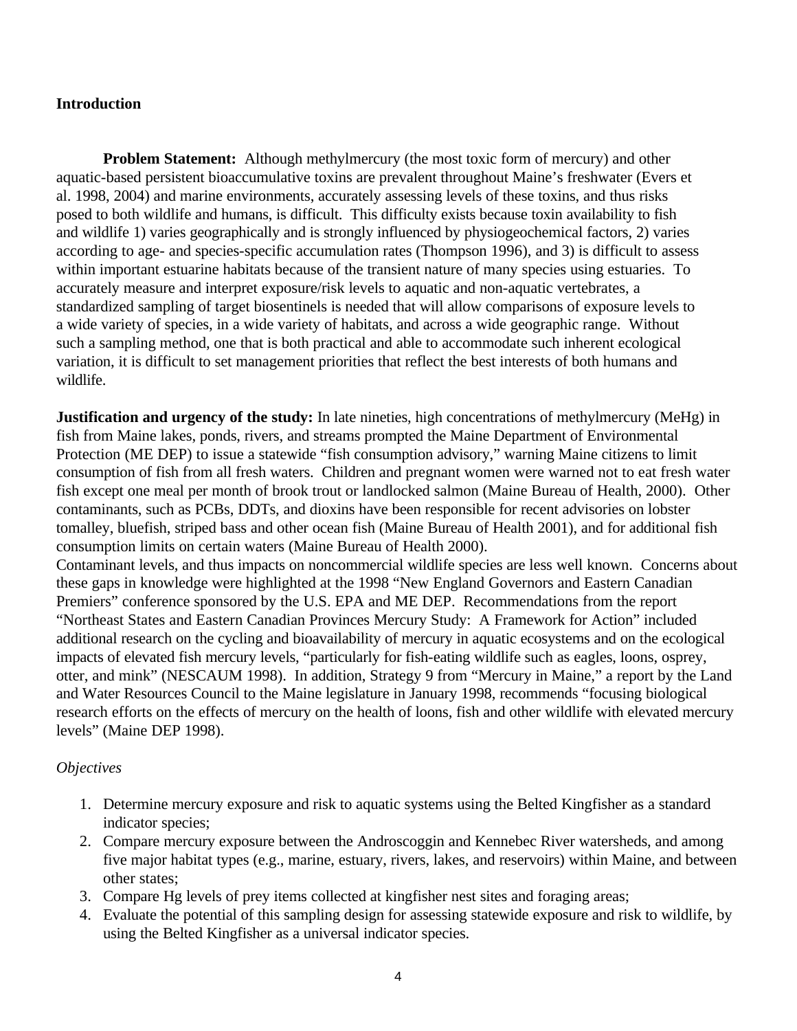## Introduction

**Problem Statement:** Although methylmercury (the most toxic form of mercury) and other aquatic-based persistent bioaccumulative toxins are prevalent throughout Maine's freshwater (Evers et al. 1998, 2004) and marine environments, accurately assessing levels of these toxins, and thus risks posed to both wildlife and humans, is difficult. This difficulty exists because toxin availability to fish and wildlife 1) varies geographically and is strongly influenced by physiogeochemical factors, 2) varies according to age- and species-specific accumulation rates (Thompson 1996), and 3) is difficult to assess within important estuarine habitats because of the transient nature of many species using estuaries. To accurately measure and interpret exposure/risk levels to aquatic and non-aquatic vertebrates, a standardized sampling of target biosentinels is needed that will allow comparisons of exposure levels to a wide variety of species, in a wide variety of habitats, and across a wide geographic range. Without such a sampling method, one that is both practical and able to accommodate such inherent ecological variation, it is difficult to set management priorities that reflect the best interests of both humans and wildlife.

**Justification and urgency of the study:** In late nineties, high concentrations of methylmercury (MeHg) in fish from Maine lakes, ponds, rivers, and streams prompted the Maine Department of Environmental Protection (ME DEP) to issue a statewide "fish consumption advisory," warning Maine citizens to limit consumption of fish from all fresh waters. Children and pregnant women were warned not to eat fresh water fish except one meal per month of brook trout or landlocked salmon (Maine Bureau of Health, 2000). Other contaminants, such as PCBs, DDTs, and dioxins have been responsible for recent advisories on lobster tomalley, bluefish, striped bass and other ocean fish (Maine Bureau of Health 2001), and for additional fish consumption limits on certain waters (Maine Bureau of Health 2000).
Contaminant levels, and thus impacts on noncommercial wildlife species are less well known. Concerns about these gaps in knowledge were highlighted at the 1998 "New England Governors and Eastern Canadian Premiers" conference sponsored by the U.S. EPA and ME DEP. Recommendations from the report "Northeast States and Eastern Canadian Provinces Mercury Study: A Framework for Action" included additional research on the cycling and bioavailability of mercury in aquatic ecosystems and on the ecological impacts of elevated fish mercury levels, "particularly for fish-eating wildlife such as eagles, loons, osprey, otter, and mink" (NESCAUM 1998). In addition, Strategy 9 from "Mercury in Maine," a report by the Land and Water Resources Council to the Maine legislature in January 1998, recommends "focusing biological research efforts on the effects of mercury on the health of loons, fish and other wildlife with elevated mercury levels" (Maine DEP 1998).

*Objectives*

1. Determine mercury exposure and risk to aquatic systems using the Belted Kingfisher as a standard indicator species;
2. Compare mercury exposure between the Androscoggin and Kennebec River watersheds, and among five major habitat types (e.g., marine, estuary, rivers, lakes, and reservoirs) within Maine, and between other states;
3. Compare Hg levels of prey items collected at kingfisher nest sites and foraging areas;
4. Evaluate the potential of this sampling design for assessing statewide exposure and risk to wildlife, by using the Belted Kingfisher as a universal indicator species.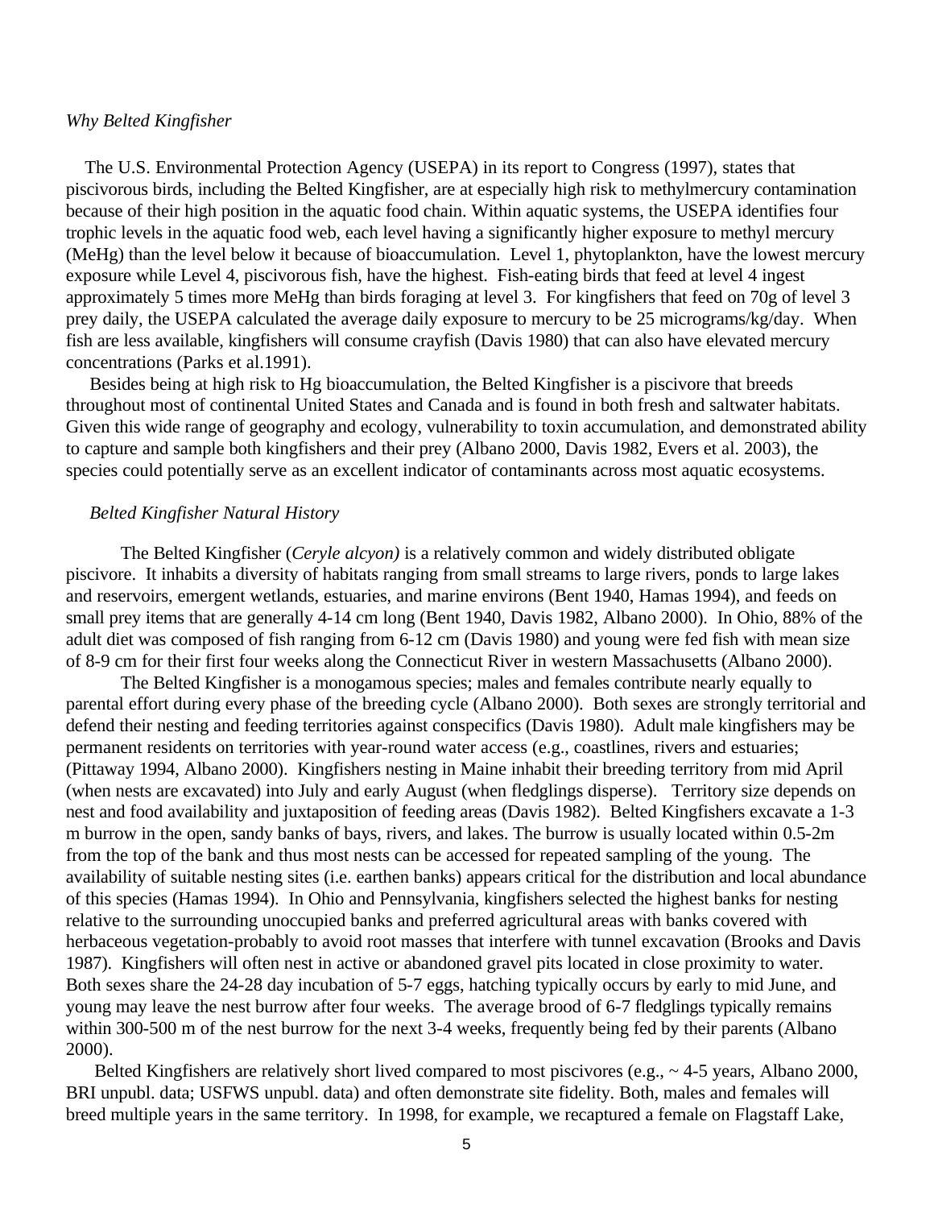*Why Belted Kingfisher*

The U.S. Environmental Protection Agency (USEPA) in its report to Congress (1997), states that piscivorous birds, including the Belted Kingfisher, are at especially high risk to methylmercury contamination because of their high position in the aquatic food chain. Within aquatic systems, the USEPA identifies four trophic levels in the aquatic food web, each level having a significantly higher exposure to methyl mercury (MeHg) than the level below it because of bioaccumulation. Level 1, phytoplankton, have the lowest mercury exposure while Level 4, piscivorous fish, have the highest. Fish-eating birds that feed at level 4 ingest approximately 5 times more MeHg than birds foraging at level 3. For kingfishers that feed on 70g of level 3 prey daily, the USEPA calculated the average daily exposure to mercury to be 25 micrograms/kg/day. When fish are less available, kingfishers will consume crayfish (Davis 1980) that can also have elevated mercury concentrations (Parks et al.1991).

Besides being at high risk to Hg bioaccumulation, the Belted Kingfisher is a piscivore that breeds throughout most of continental United States and Canada and is found in both fresh and saltwater habitats. Given this wide range of geography and ecology, vulnerability to toxin accumulation, and demonstrated ability to capture and sample both kingfishers and their prey (Albano 2000, Davis 1982, Evers et al. 2003), the species could potentially serve as an excellent indicator of contaminants across most aquatic ecosystems.

*Belted Kingfisher Natural History*

The Belted Kingfisher (*Ceryle alcyon)* is a relatively common and widely distributed obligate piscivore. It inhabits a diversity of habitats ranging from small streams to large rivers, ponds to large lakes and reservoirs, emergent wetlands, estuaries, and marine environs (Bent 1940, Hamas 1994), and feeds on small prey items that are generally 4-14 cm long (Bent 1940, Davis 1982, Albano 2000). In Ohio, 88% of the adult diet was composed of fish ranging from 6-12 cm (Davis 1980) and young were fed fish with mean size of 8-9 cm for their first four weeks along the Connecticut River in western Massachusetts (Albano 2000).

The Belted Kingfisher is a monogamous species; males and females contribute nearly equally to parental effort during every phase of the breeding cycle (Albano 2000). Both sexes are strongly territorial and defend their nesting and feeding territories against conspecifics (Davis 1980). Adult male kingfishers may be permanent residents on territories with year-round water access (e.g., coastlines, rivers and estuaries; (Pittaway 1994, Albano 2000). Kingfishers nesting in Maine inhabit their breeding territory from mid April (when nests are excavated) into July and early August (when fledglings disperse). Territory size depends on nest and food availability and juxtaposition of feeding areas (Davis 1982). Belted Kingfishers excavate a 1-3 m burrow in the open, sandy banks of bays, rivers, and lakes. The burrow is usually located within 0.5-2m from the top of the bank and thus most nests can be accessed for repeated sampling of the young. The availability of suitable nesting sites (i.e. earthen banks) appears critical for the distribution and local abundance of this species (Hamas 1994). In Ohio and Pennsylvania, kingfishers selected the highest banks for nesting relative to the surrounding unoccupied banks and preferred agricultural areas with banks covered with herbaceous vegetation-probably to avoid root masses that interfere with tunnel excavation (Brooks and Davis 1987). Kingfishers will often nest in active or abandoned gravel pits located in close proximity to water. Both sexes share the 24-28 day incubation of 5-7 eggs, hatching typically occurs by early to mid June, and young may leave the nest burrow after four weeks. The average brood of 6-7 fledglings typically remains within 300-500 m of the nest burrow for the next 3-4 weeks, frequently being fed by their parents (Albano 2000).

Belted Kingfishers are relatively short lived compared to most piscivores (e.g., ~ 4-5 years, Albano 2000, BRI unpubl. data; USFWS unpubl. data) and often demonstrate site fidelity. Both, males and females will breed multiple years in the same territory. In 1998, for example, we recaptured a female on Flagstaff Lake,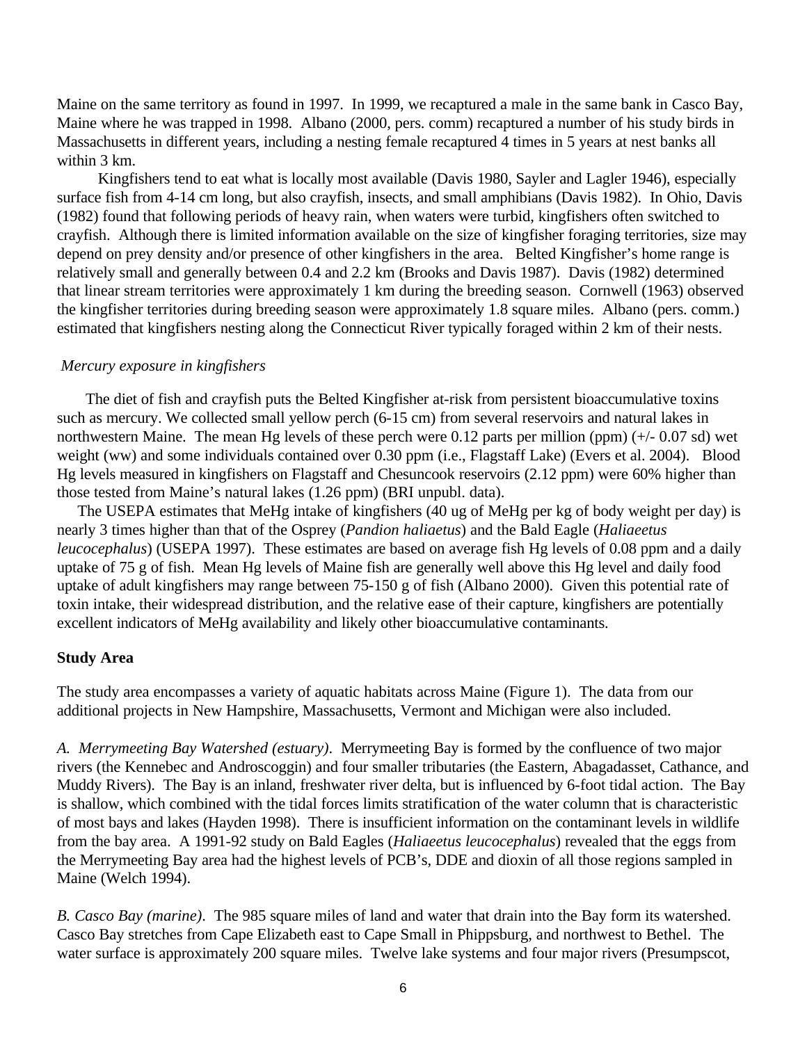Maine on the same territory as found in 1997. In 1999, we recaptured a male in the same bank in Casco Bay, Maine where he was trapped in 1998. Albano (2000, pers. comm) recaptured a number of his study birds in Massachusetts in different years, including a nesting female recaptured 4 times in 5 years at nest banks all within 3 km.

Kingfishers tend to eat what is locally most available (Davis 1980, Sayler and Lagler 1946), especially surface fish from 4-14 cm long, but also crayfish, insects, and small amphibians (Davis 1982). In Ohio, Davis (1982) found that following periods of heavy rain, when waters were turbid, kingfishers often switched to crayfish. Although there is limited information available on the size of kingfisher foraging territories, size may depend on prey density and/or presence of other kingfishers in the area. Belted Kingfisher's home range is relatively small and generally between 0.4 and 2.2 km (Brooks and Davis 1987). Davis (1982) determined that linear stream territories were approximately 1 km during the breeding season. Cornwell (1963) observed the kingfisher territories during breeding season were approximately 1.8 square miles. Albano (pers. comm.) estimated that kingfishers nesting along the Connecticut River typically foraged within 2 km of their nests.

*Mercury exposure in kingfishers*

The diet of fish and crayfish puts the Belted Kingfisher at-risk from persistent bioaccumulative toxins such as mercury. We collected small yellow perch (6-15 cm) from several reservoirs and natural lakes in northwestern Maine. The mean Hg levels of these perch were 0.12 parts per million (ppm) (+/- 0.07 sd) wet weight (ww) and some individuals contained over 0.30 ppm (i.e., Flagstaff Lake) (Evers et al. 2004). Blood Hg levels measured in kingfishers on Flagstaff and Chesuncook reservoirs (2.12 ppm) were 60% higher than those tested from Maine's natural lakes (1.26 ppm) (BRI unpubl. data).

The USEPA estimates that MeHg intake of kingfishers (40 ug of MeHg per kg of body weight per day) is nearly 3 times higher than that of the Osprey (*Pandion haliaetus*) and the Bald Eagle (*Haliaeetus leucocephalus*) (USEPA 1997). These estimates are based on average fish Hg levels of 0.08 ppm and a daily uptake of 75 g of fish. Mean Hg levels of Maine fish are generally well above this Hg level and daily food uptake of adult kingfishers may range between 75-150 g of fish (Albano 2000). Given this potential rate of toxin intake, their widespread distribution, and the relative ease of their capture, kingfishers are potentially excellent indicators of MeHg availability and likely other bioaccumulative contaminants.

**Study Area**

The study area encompasses a variety of aquatic habitats across Maine (Figure 1). The data from our additional projects in New Hampshire, Massachusetts, Vermont and Michigan were also included.

*A. Merrymeeting Bay Watershed (estuary)*. Merrymeeting Bay is formed by the confluence of two major rivers (the Kennebec and Androscoggin) and four smaller tributaries (the Eastern, Abagadasset, Cathance, and Muddy Rivers). The Bay is an inland, freshwater river delta, but is influenced by 6-foot tidal action. The Bay is shallow, which combined with the tidal forces limits stratification of the water column that is characteristic of most bays and lakes (Hayden 1998). There is insufficient information on the contaminant levels in wildlife from the bay area. A 1991-92 study on Bald Eagles (*Haliaeetus leucocephalus*) revealed that the eggs from the Merrymeeting Bay area had the highest levels of PCB's, DDE and dioxin of all those regions sampled in Maine (Welch 1994).

*B. Casco Bay (marine)*. The 985 square miles of land and water that drain into the Bay form its watershed. Casco Bay stretches from Cape Elizabeth east to Cape Small in Phippsburg, and northwest to Bethel. The water surface is approximately 200 square miles. Twelve lake systems and four major rivers (Presumpscot,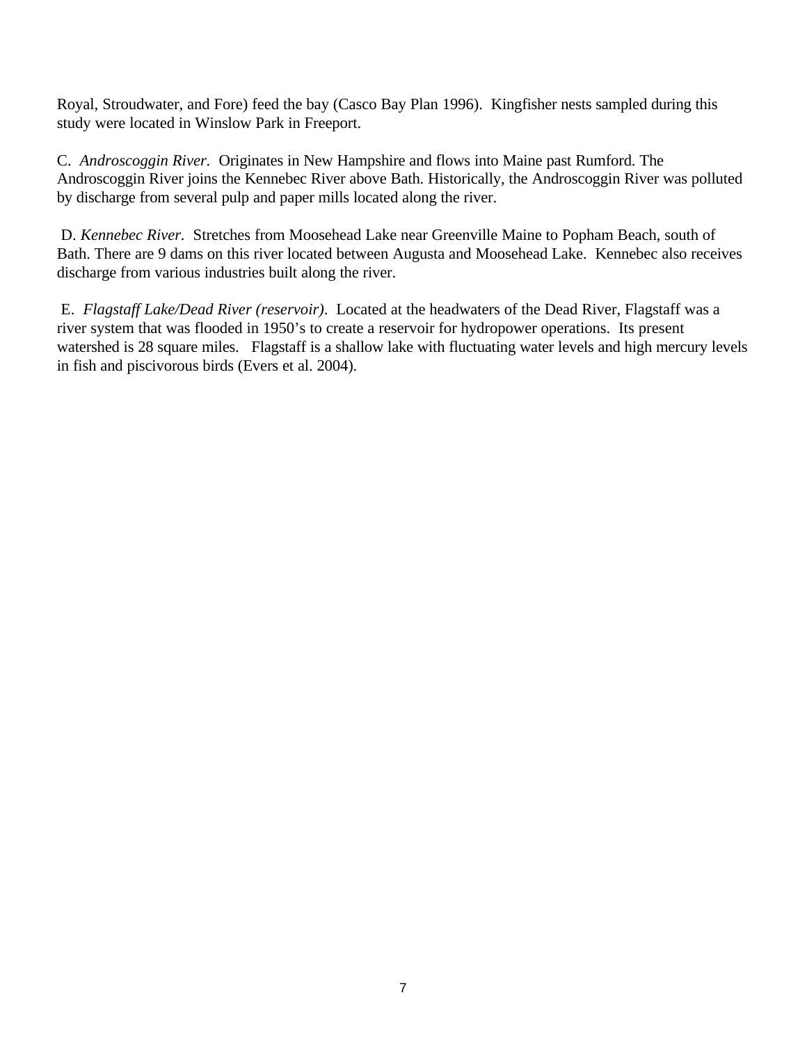Royal, Stroudwater, and Fore) feed the bay (Casco Bay Plan 1996). Kingfisher nests sampled during this study were located in Winslow Park in Freeport.

C. *Androscoggin River*. Originates in New Hampshire and flows into Maine past Rumford. The Androscoggin River joins the Kennebec River above Bath. Historically, the Androscoggin River was polluted by discharge from several pulp and paper mills located along the river.

D. *Kennebec River*. Stretches from Moosehead Lake near Greenville Maine to Popham Beach, south of Bath. There are 9 dams on this river located between Augusta and Moosehead Lake. Kennebec also receives discharge from various industries built along the river.

E. *Flagstaff Lake/Dead River (reservoir)*. Located at the headwaters of the Dead River, Flagstaff was a river system that was flooded in 1950's to create a reservoir for hydropower operations. Its present watershed is 28 square miles. Flagstaff is a shallow lake with fluctuating water levels and high mercury levels in fish and piscivorous birds (Evers et al. 2004).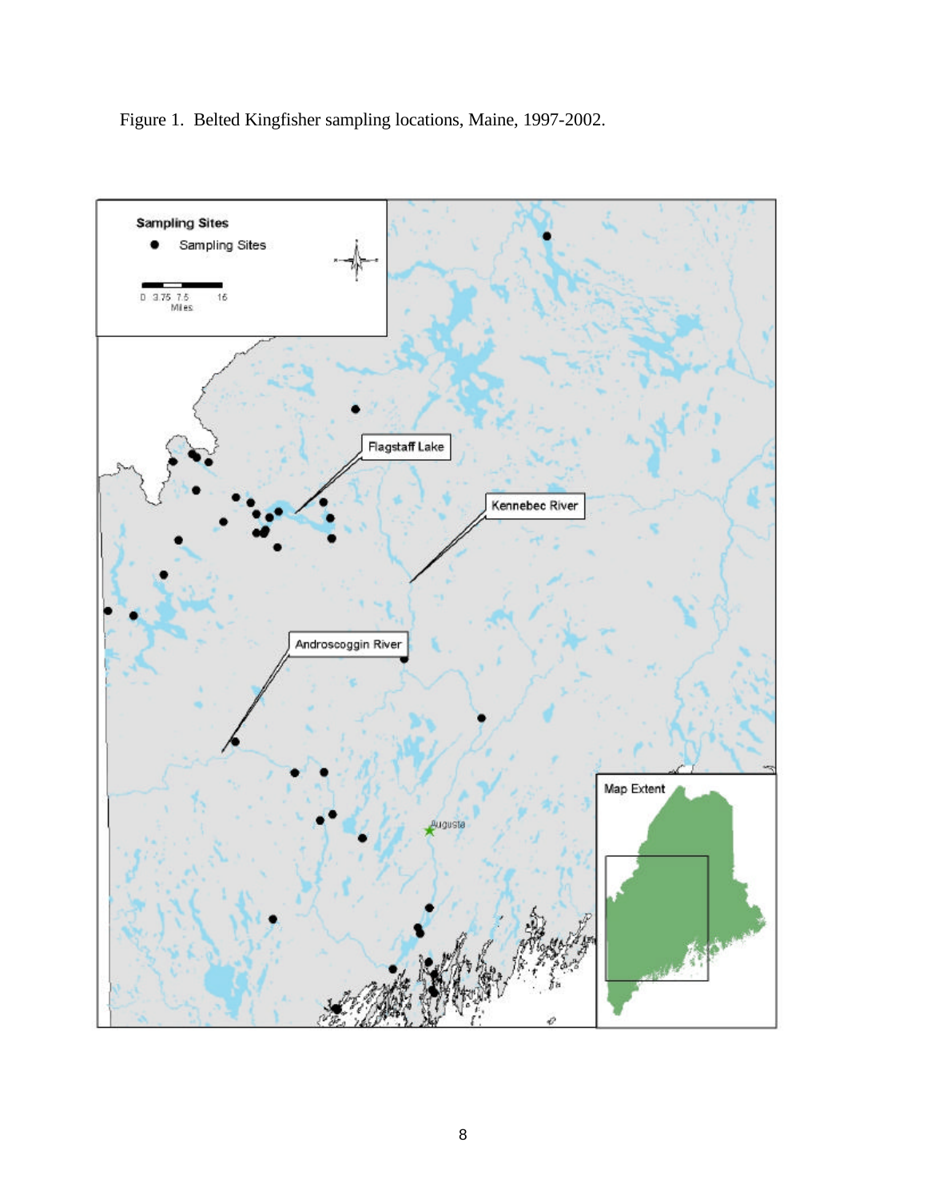Figure 1. Belted Kingfisher sampling locations, Maine, 1997-2002.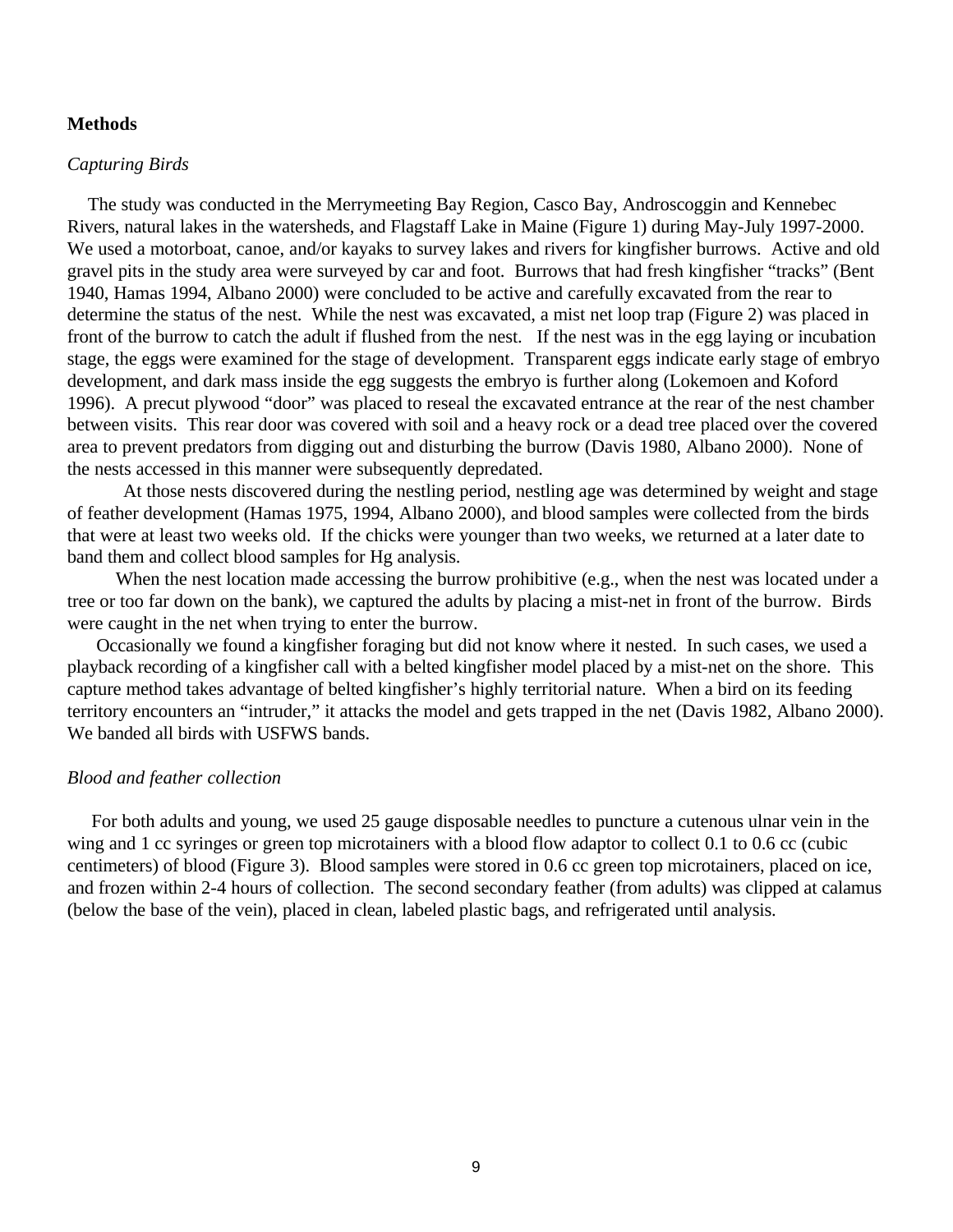## Methods

### *Capturing Birds*

The study was conducted in the Merrymeeting Bay Region, Casco Bay, Androscoggin and Kennebec Rivers, natural lakes in the watersheds, and Flagstaff Lake in Maine (Figure 1) during May-July 1997-2000. We used a motorboat, canoe, and/or kayaks to survey lakes and rivers for kingfisher burrows. Active and old gravel pits in the study area were surveyed by car and foot. Burrows that had fresh kingfisher "tracks" (Bent 1940, Hamas 1994, Albano 2000) were concluded to be active and carefully excavated from the rear to determine the status of the nest. While the nest was excavated, a mist net loop trap (Figure 2) was placed in front of the burrow to catch the adult if flushed from the nest. If the nest was in the egg laying or incubation stage, the eggs were examined for the stage of development. Transparent eggs indicate early stage of embryo development, and dark mass inside the egg suggests the embryo is further along (Lokemoen and Koford 1996). A precut plywood "door" was placed to reseal the excavated entrance at the rear of the nest chamber between visits. This rear door was covered with soil and a heavy rock or a dead tree placed over the covered area to prevent predators from digging out and disturbing the burrow (Davis 1980, Albano 2000). None of the nests accessed in this manner were subsequently depredated.

At those nests discovered during the nestling period, nestling age was determined by weight and stage of feather development (Hamas 1975, 1994, Albano 2000), and blood samples were collected from the birds that were at least two weeks old. If the chicks were younger than two weeks, we returned at a later date to band them and collect blood samples for Hg analysis.

When the nest location made accessing the burrow prohibitive (e.g., when the nest was located under a tree or too far down on the bank), we captured the adults by placing a mist-net in front of the burrow. Birds were caught in the net when trying to enter the burrow.

Occasionally we found a kingfisher foraging but did not know where it nested. In such cases, we used a playback recording of a kingfisher call with a belted kingfisher model placed by a mist-net on the shore. This capture method takes advantage of belted kingfisher's highly territorial nature. When a bird on its feeding territory encounters an "intruder," it attacks the model and gets trapped in the net (Davis 1982, Albano 2000). We banded all birds with USFWS bands.

### *Blood and feather collection*

For both adults and young, we used 25 gauge disposable needles to puncture a cutenous ulnar vein in the wing and 1 cc syringes or green top microtainers with a blood flow adaptor to collect 0.1 to 0.6 cc (cubic centimeters) of blood (Figure 3). Blood samples were stored in 0.6 cc green top microtainers, placed on ice, and frozen within 2-4 hours of collection. The second secondary feather (from adults) was clipped at calamus (below the base of the vein), placed in clean, labeled plastic bags, and refrigerated until analysis.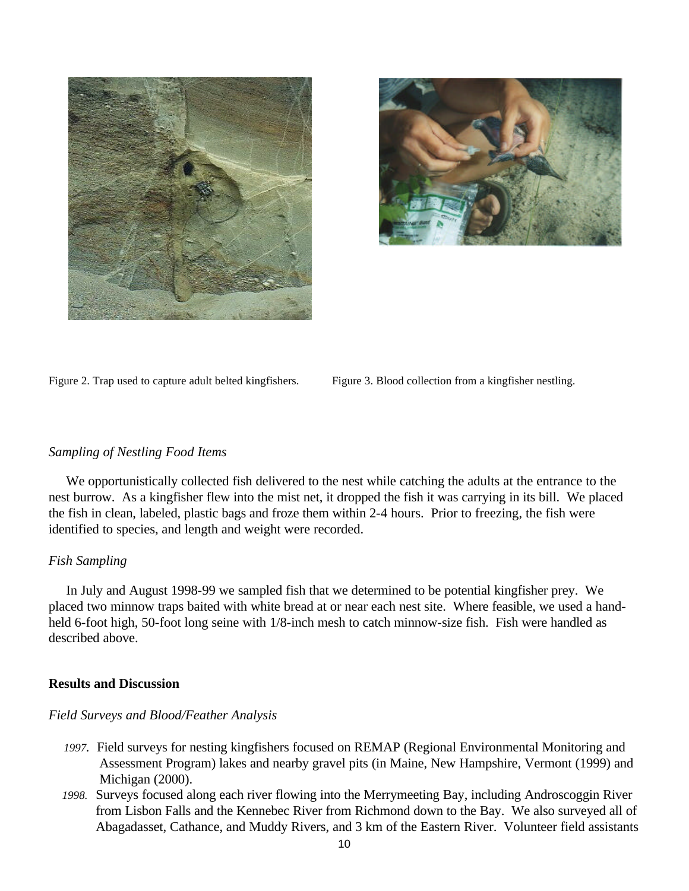Figure 2. Trap used to capture adult belted kingfishers.

Figure 3. Blood collection from a kingfisher nestling.

*Sampling of Nestling Food Items*

We opportunistically collected fish delivered to the nest while catching the adults at the entrance to the nest burrow. As a kingfisher flew into the mist net, it dropped the fish it was carrying in its bill. We placed the fish in clean, labeled, plastic bags and froze them within 2-4 hours. Prior to freezing, the fish were identified to species, and length and weight were recorded.

*Fish Sampling*

In July and August 1998-99 we sampled fish that we determined to be potential kingfisher prey. We placed two minnow traps baited with white bread at or near each nest site. Where feasible, we used a hand-held 6-foot high, 50-foot long seine with 1/8-inch mesh to catch minnow-size fish. Fish were handled as described above.

**Results and Discussion**

*Field Surveys and Blood/Feather Analysis*

- *1997.* Field surveys for nesting kingfishers focused on REMAP (Regional Environmental Monitoring and Assessment Program) lakes and nearby gravel pits (in Maine, New Hampshire, Vermont (1999) and Michigan (2000).
- *1998.* Surveys focused along each river flowing into the Merrymeeting Bay, including Androscoggin River from Lisbon Falls and the Kennebec River from Richmond down to the Bay. We also surveyed all of Abagadasset, Cathance, and Muddy Rivers, and 3 km of the Eastern River. Volunteer field assistants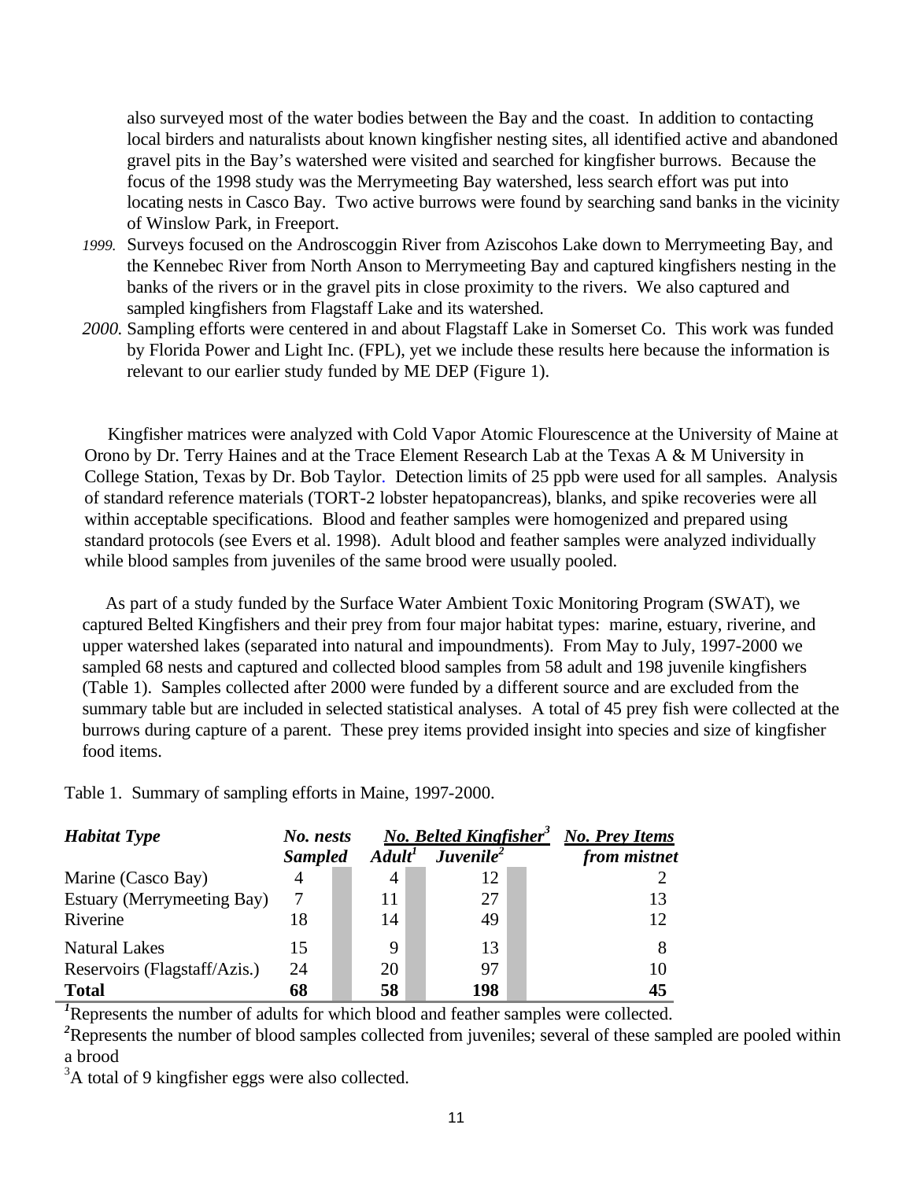also surveyed most of the water bodies between the Bay and the coast. In addition to contacting local birders and naturalists about known kingfisher nesting sites, all identified active and abandoned gravel pits in the Bay's watershed were visited and searched for kingfisher burrows. Because the focus of the 1998 study was the Merrymeeting Bay watershed, less search effort was put into locating nests in Casco Bay. Two active burrows were found by searching sand banks in the vicinity of Winslow Park, in Freeport.

*1999.* Surveys focused on the Androscoggin River from Aziscohos Lake down to Merrymeeting Bay, and the Kennebec River from North Anson to Merrymeeting Bay and captured kingfishers nesting in the banks of the rivers or in the gravel pits in close proximity to the rivers. We also captured and sampled kingfishers from Flagstaff Lake and its watershed.

*2000.* Sampling efforts were centered in and about Flagstaff Lake in Somerset Co. This work was funded by Florida Power and Light Inc. (FPL), yet we include these results here because the information is relevant to our earlier study funded by ME DEP (Figure 1).

Kingfisher matrices were analyzed with Cold Vapor Atomic Flourescence at the University of Maine at Orono by Dr. Terry Haines and at the Trace Element Research Lab at the Texas A & M University in College Station, Texas by Dr. Bob Taylor. Detection limits of 25 ppb were used for all samples. Analysis of standard reference materials (TORT-2 lobster hepatopancreas), blanks, and spike recoveries were all within acceptable specifications. Blood and feather samples were homogenized and prepared using standard protocols (see Evers et al. 1998). Adult blood and feather samples were analyzed individually while blood samples from juveniles of the same brood were usually pooled.

As part of a study funded by the Surface Water Ambient Toxic Monitoring Program (SWAT), we captured Belted Kingfishers and their prey from four major habitat types: marine, estuary, riverine, and upper watershed lakes (separated into natural and impoundments). From May to July, 1997-2000 we sampled 68 nests and captured and collected blood samples from 58 adult and 198 juvenile kingfishers (Table 1). Samples collected after 2000 were funded by a different source and are excluded from the summary table but are included in selected statistical analyses. A total of 45 prey fish were collected at the burrows during capture of a parent. These prey items provided insight into species and size of kingfisher food items.

Table 1. Summary of sampling efforts in Maine, 1997-2000.

| ***Habitat Type*** | ***No. nests Sampled*** | ***No. Belted Kingfisher[3]*** | | ***No. Prey Items from mistnet*** |
|---|---|---|---|---|
| | | ***Adult[1]*** | ***Juvenile[2]*** | |
| Marine (Casco Bay) | 4 | 4 | 12 | 2 |
| Estuary (Merrymeeting Bay) | 7 | 11 | 27 | 13 |
| Riverine | 18 | 14 | 49 | 12 |
| Natural Lakes | 15 | 9 | 13 | 8 |
| Reservoirs (Flagstaff/Azis.) | 24 | 20 | 97 | 10 |
| **Total** | **68** | **58** | **198** | **45** |

[1]Represents the number of adults for which blood and feather samples were collected.
[2]Represents the number of blood samples collected from juveniles; several of these sampled are pooled within a brood
[3]A total of 9 kingfisher eggs were also collected.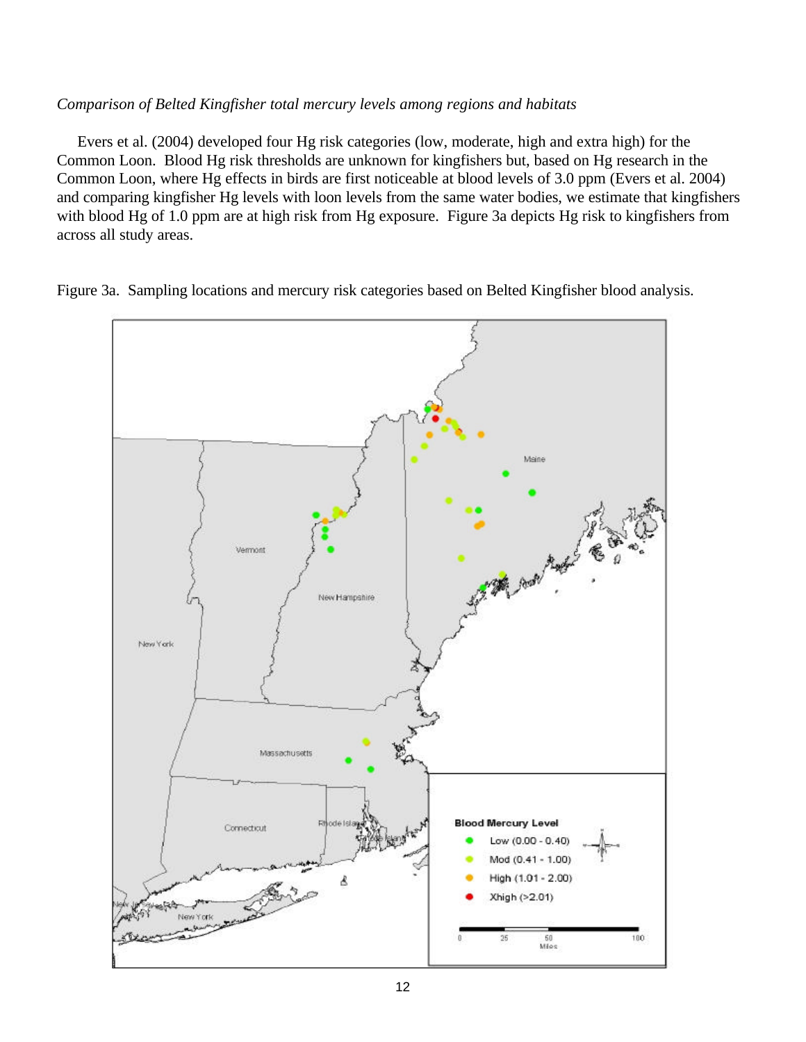*Comparison of Belted Kingfisher total mercury levels among regions and habitats*

Evers et al. (2004) developed four Hg risk categories (low, moderate, high and extra high) for the Common Loon. Blood Hg risk thresholds are unknown for kingfishers but, based on Hg research in the Common Loon, where Hg effects in birds are first noticeable at blood levels of 3.0 ppm (Evers et al. 2004) and comparing kingfisher Hg levels with loon levels from the same water bodies, we estimate that kingfishers with blood Hg of 1.0 ppm are at high risk from Hg exposure. Figure 3a depicts Hg risk to kingfishers from across all study areas.

Figure 3a. Sampling locations and mercury risk categories based on Belted Kingfisher blood analysis.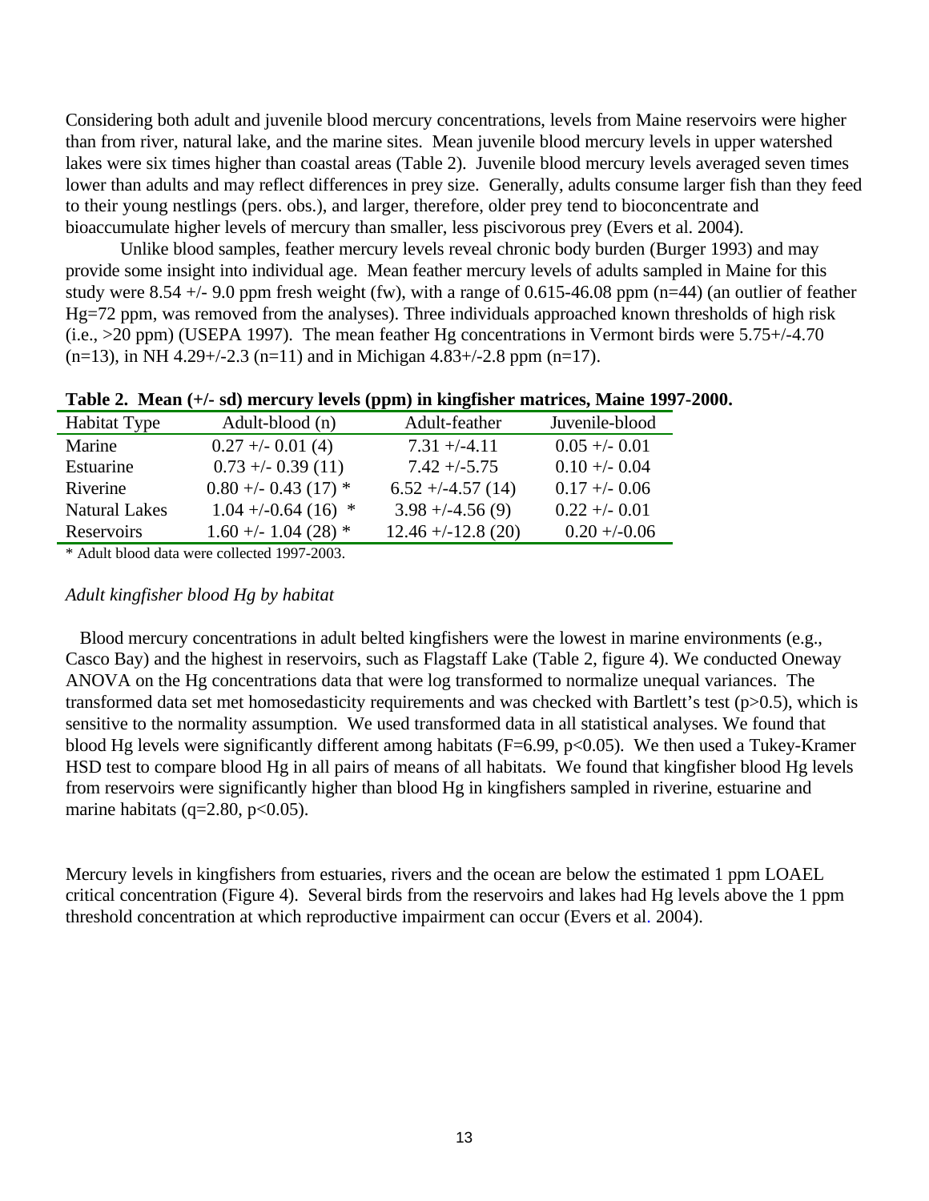Considering both adult and juvenile blood mercury concentrations, levels from Maine reservoirs were higher than from river, natural lake, and the marine sites. Mean juvenile blood mercury levels in upper watershed lakes were six times higher than coastal areas (Table 2). Juvenile blood mercury levels averaged seven times lower than adults and may reflect differences in prey size. Generally, adults consume larger fish than they feed to their young nestlings (pers. obs.), and larger, therefore, older prey tend to bioconcentrate and bioaccumulate higher levels of mercury than smaller, less piscivorous prey (Evers et al. 2004).

Unlike blood samples, feather mercury levels reveal chronic body burden (Burger 1993) and may provide some insight into individual age. Mean feather mercury levels of adults sampled in Maine for this study were 8.54 +/- 9.0 ppm fresh weight (fw), with a range of 0.615-46.08 ppm (n=44) (an outlier of feather Hg=72 ppm, was removed from the analyses). Three individuals approached known thresholds of high risk (i.e., >20 ppm) (USEPA 1997). The mean feather Hg concentrations in Vermont birds were 5.75+/-4.70 (n=13), in NH 4.29+/-2.3 (n=11) and in Michigan 4.83+/-2.8 ppm (n=17).

**Table 2. Mean (+/- sd) mercury levels (ppm) in kingfisher matrices, Maine 1997-2000.**

| Habitat Type | Adult-blood (n) | Adult-feather | Juvenile-blood |
|---|---|---|---|
| Marine | 0.27 +/- 0.01 (4) | 7.31 +/-4.11 | 0.05 +/- 0.01 |
| Estuarine | 0.73 +/- 0.39 (11) | 7.42 +/-5.75 | 0.10 +/- 0.04 |
| Riverine | 0.80 +/- 0.43 (17) * | 6.52 +/-4.57 (14) | 0.17 +/- 0.06 |
| Natural Lakes | 1.04 +/-0.64 (16) * | 3.98 +/-4.56 (9) | 0.22 +/- 0.01 |
| Reservoirs | 1.60 +/- 1.04 (28) * | 12.46 +/-12.8 (20) | 0.20 +/-0.06 |

\* Adult blood data were collected 1997-2003.

*Adult kingfisher blood Hg by habitat*

Blood mercury concentrations in adult belted kingfishers were the lowest in marine environments (e.g., Casco Bay) and the highest in reservoirs, such as Flagstaff Lake (Table 2, figure 4). We conducted Oneway ANOVA on the Hg concentrations data that were log transformed to normalize unequal variances. The transformed data set met homosedasticity requirements and was checked with Bartlett's test ($p>0.5$), which is sensitive to the normality assumption. We used transformed data in all statistical analyses. We found that blood Hg levels were significantly different among habitats ($F=6.99$, $p<0.05$). We then used a Tukey-Kramer HSD test to compare blood Hg in all pairs of means of all habitats. We found that kingfisher blood Hg levels from reservoirs were significantly higher than blood Hg in kingfishers sampled in riverine, estuarine and marine habitats ($q=2.80$, $p<0.05$).

Mercury levels in kingfishers from estuaries, rivers and the ocean are below the estimated 1 ppm LOAEL critical concentration (Figure 4). Several birds from the reservoirs and lakes had Hg levels above the 1 ppm threshold concentration at which reproductive impairment can occur (Evers et al. 2004).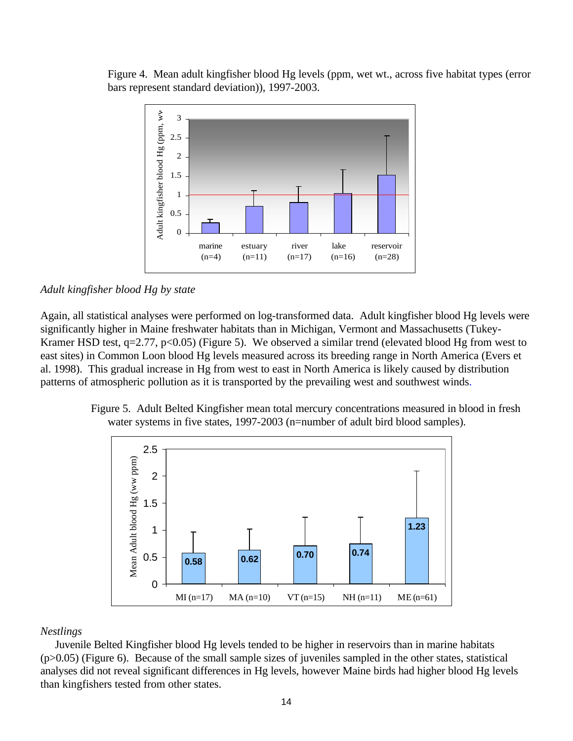Figure 4. Mean adult kingfisher blood Hg levels (ppm, wet wt., across five habitat types (error bars represent standard deviation)), 1997-2003.

*Adult kingfisher blood Hg by state*

Again, all statistical analyses were performed on log-transformed data. Adult kingfisher blood Hg levels were significantly higher in Maine freshwater habitats than in Michigan, Vermont and Massachusetts (Tukey-Kramer HSD test, $q=2.77$, $p<0.05$) (Figure 5). We observed a similar trend (elevated blood Hg from west to east sites) in Common Loon blood Hg levels measured across its breeding range in North America (Evers et al. 1998). This gradual increase in Hg from west to east in North America is likely caused by distribution patterns of atmospheric pollution as it is transported by the prevailing west and southwest winds.

Figure 5. Adult Belted Kingfisher mean total mercury concentrations measured in blood in fresh water systems in five states, 1997-2003 (n=number of adult bird blood samples).

*Nestlings*

Juvenile Belted Kingfisher blood Hg levels tended to be higher in reservoirs than in marine habitats ($p>0.05$) (Figure 6). Because of the small sample sizes of juveniles sampled in the other states, statistical analyses did not reveal significant differences in Hg levels, however Maine birds had higher blood Hg levels than kingfishers tested from other states.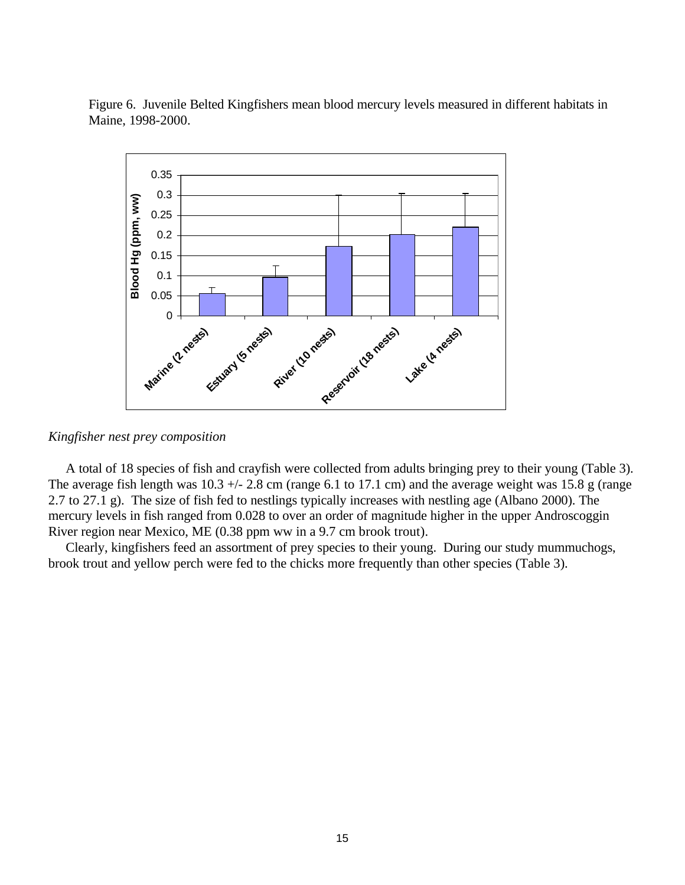Figure 6. Juvenile Belted Kingfishers mean blood mercury levels measured in different habitats in Maine, 1998-2000.

*Kingfisher nest prey composition*

A total of 18 species of fish and crayfish were collected from adults bringing prey to their young (Table 3). The average fish length was 10.3 +/- 2.8 cm (range 6.1 to 17.1 cm) and the average weight was 15.8 g (range 2.7 to 27.1 g). The size of fish fed to nestlings typically increases with nestling age (Albano 2000). The mercury levels in fish ranged from 0.028 to over an order of magnitude higher in the upper Androscoggin River region near Mexico, ME (0.38 ppm ww in a 9.7 cm brook trout).

Clearly, kingfishers feed an assortment of prey species to their young. During our study mummuchogs, brook trout and yellow perch were fed to the chicks more frequently than other species (Table 3).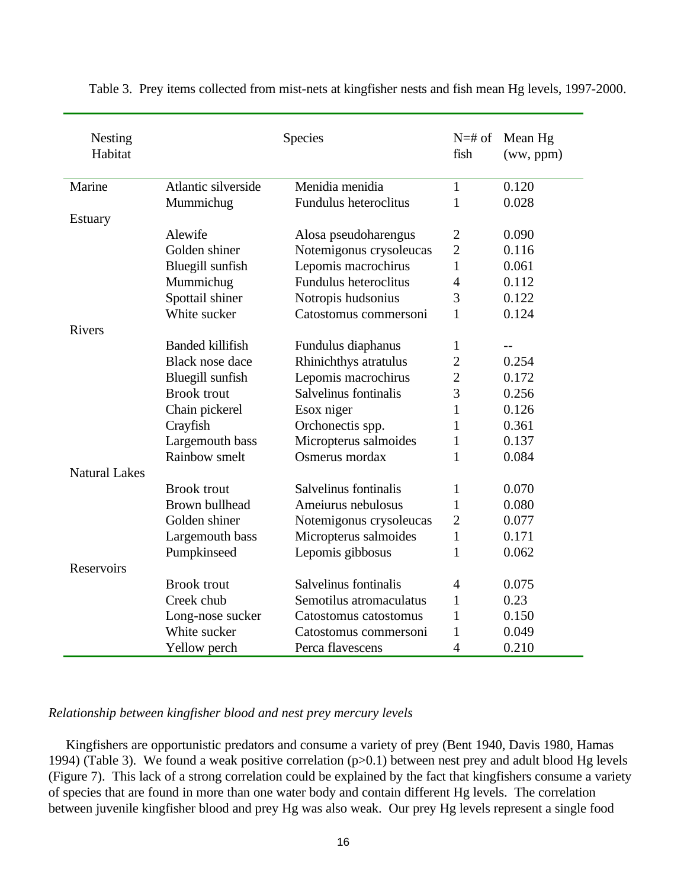Table 3. Prey items collected from mist-nets at kingfisher nests and fish mean Hg levels, 1997-2000.

| Nesting Habitat | Species | | N=# of fish | Mean Hg (ww, ppm) |
|---|---|---|---|---|
| Marine | Atlantic silverside | Menidia menidia | 1 | 0.120 |
| | Mummichug | Fundulus heteroclitus | 1 | 0.028 |
| Estuary | | | | |
| | Alewife | Alosa pseudoharengus | 2 | 0.090 |
| | Golden shiner | Notemigonus crysoleucas | 2 | 0.116 |
| | Bluegill sunfish | Lepomis macrochirus | 1 | 0.061 |
| | Mummichug | Fundulus heteroclitus | 4 | 0.112 |
| | Spottail shiner | Notropis hudsonius | 3 | 0.122 |
| | White sucker | Catostomus commersoni | 1 | 0.124 |
| Rivers | | | | |
| | Banded killifish | Fundulus diaphanus | 1 | -- |
| | Black nose dace | Rhinichthys atratulus | 2 | 0.254 |
| | Bluegill sunfish | Lepomis macrochirus | 2 | 0.172 |
| | Brook trout | Salvelinus fontinalis | 3 | 0.256 |
| | Chain pickerel | Esox niger | 1 | 0.126 |
| | Crayfish | Orchonectis spp. | 1 | 0.361 |
| | Largemouth bass | Micropterus salmoides | 1 | 0.137 |
| | Rainbow smelt | Osmerus mordax | 1 | 0.084 |
| Natural Lakes | | | | |
| | Brook trout | Salvelinus fontinalis | 1 | 0.070 |
| | Brown bullhead | Ameiurus nebulosus | 1 | 0.080 |
| | Golden shiner | Notemigonus crysoleucas | 2 | 0.077 |
| | Largemouth bass | Micropterus salmoides | 1 | 0.171 |
| | Pumpkinseed | Lepomis gibbosus | 1 | 0.062 |
| Reservoirs | | | | |
| | Brook trout | Salvelinus fontinalis | 4 | 0.075 |
| | Creek chub | Semotilus atromaculatus | 1 | 0.23 |
| | Long-nose sucker | Catostomus catostomus | 1 | 0.150 |
| | White sucker | Catostomus commersoni | 1 | 0.049 |
| | Yellow perch | Perca flavescens | 4 | 0.210 |

*Relationship between kingfisher blood and nest prey mercury levels*

Kingfishers are opportunistic predators and consume a variety of prey (Bent 1940, Davis 1980, Hamas 1994) (Table 3). We found a weak positive correlation ($p>0.1$) between nest prey and adult blood Hg levels (Figure 7). This lack of a strong correlation could be explained by the fact that kingfishers consume a variety of species that are found in more than one water body and contain different Hg levels. The correlation between juvenile kingfisher blood and prey Hg was also weak. Our prey Hg levels represent a single food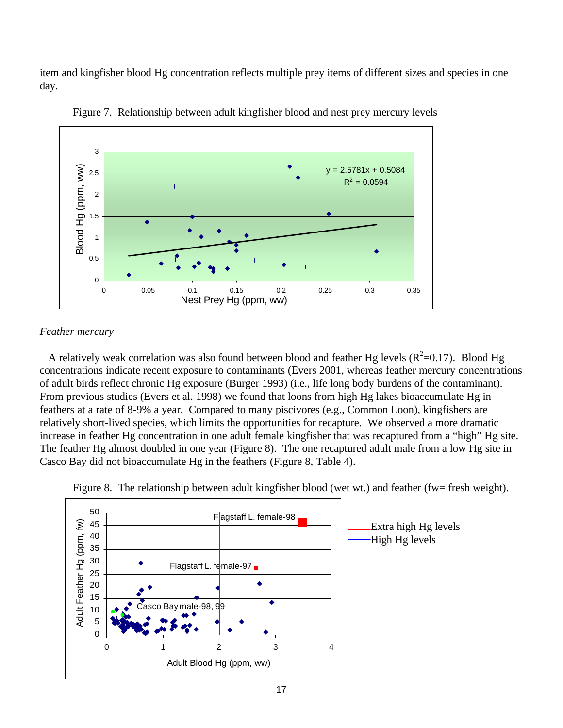item and kingfisher blood Hg concentration reflects multiple prey items of different sizes and species in one day.

Figure 7. Relationship between adult kingfisher blood and nest prey mercury levels

$y = 2.5781x + 0.5084$
$R^2 = 0.0594$

## *Feather mercury*

A relatively weak correlation was also found between blood and feather Hg levels ($R^2$=0.17). Blood Hg concentrations indicate recent exposure to contaminants (Evers 2001, whereas feather mercury concentrations of adult birds reflect chronic Hg exposure (Burger 1993) (i.e., life long body burdens of the contaminant). From previous studies (Evers et al. 1998) we found that loons from high Hg lakes bioaccumulate Hg in feathers at a rate of 8-9% a year. Compared to many piscivores (e.g., Common Loon), kingfishers are relatively short-lived species, which limits the opportunities for recapture. We observed a more dramatic increase in feather Hg concentration in one adult female kingfisher that was recaptured from a "high" Hg site. The feather Hg almost doubled in one year (Figure 8). The one recaptured adult male from a low Hg site in Casco Bay did not bioaccumulate Hg in the feathers (Figure 8, Table 4).

Figure 8. The relationship between adult kingfisher blood (wet wt.) and feather (fw= fresh weight).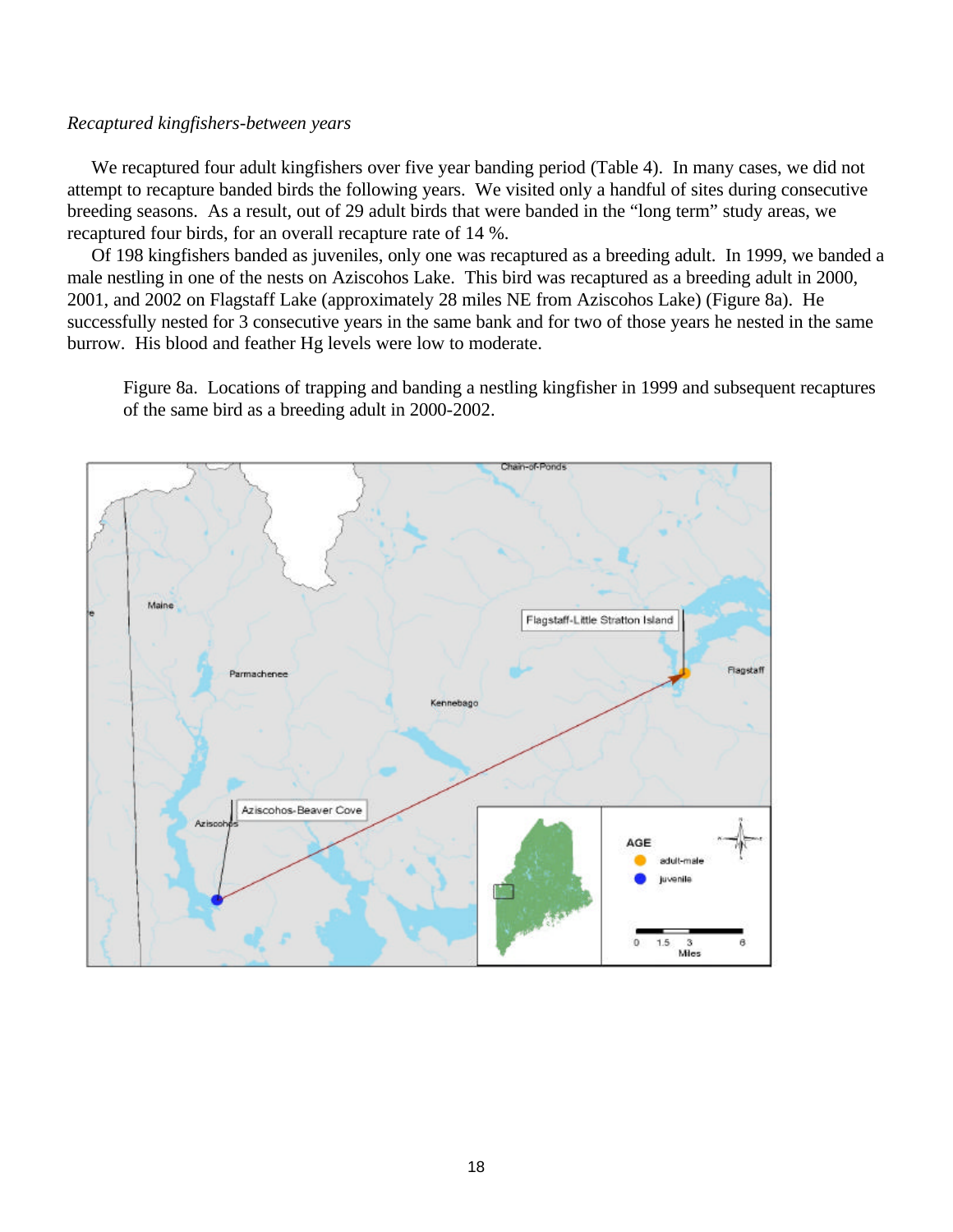*Recaptured kingfishers-between years*

We recaptured four adult kingfishers over five year banding period (Table 4). In many cases, we did not attempt to recapture banded birds the following years. We visited only a handful of sites during consecutive breeding seasons. As a result, out of 29 adult birds that were banded in the "long term" study areas, we recaptured four birds, for an overall recapture rate of 14 %.

Of 198 kingfishers banded as juveniles, only one was recaptured as a breeding adult. In 1999, we banded a male nestling in one of the nests on Aziscohos Lake. This bird was recaptured as a breeding adult in 2000, 2001, and 2002 on Flagstaff Lake (approximately 28 miles NE from Aziscohos Lake) (Figure 8a). He successfully nested for 3 consecutive years in the same bank and for two of those years he nested in the same burrow. His blood and feather Hg levels were low to moderate.

Figure 8a. Locations of trapping and banding a nestling kingfisher in 1999 and subsequent recaptures of the same bird as a breeding adult in 2000-2002.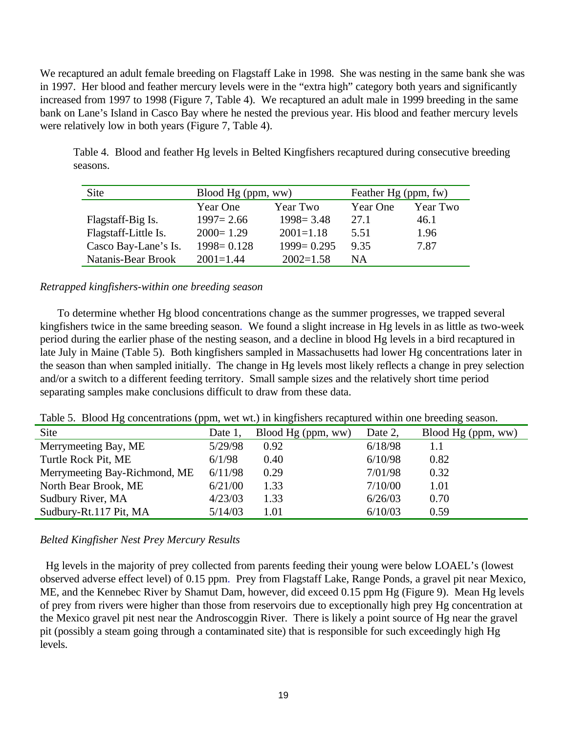We recaptured an adult female breeding on Flagstaff Lake in 1998. She was nesting in the same bank she was in 1997. Her blood and feather mercury levels were in the "extra high" category both years and significantly increased from 1997 to 1998 (Figure 7, Table 4). We recaptured an adult male in 1999 breeding in the same bank on Lane's Island in Casco Bay where he nested the previous year. His blood and feather mercury levels were relatively low in both years (Figure 7, Table 4).

Table 4. Blood and feather Hg levels in Belted Kingfishers recaptured during consecutive breeding seasons.

| Site | Blood Hg (ppm, ww) | | Feather Hg (ppm, fw) | |
|---|---|---|---|---|
| | Year One | Year Two | Year One | Year Two |
| Flagstaff-Big Is. | 1997= 2.66 | 1998= 3.48 | 27.1 | 46.1 |
| Flagstaff-Little Is. | 2000= 1.29 | 2001=1.18 | 5.51 | 1.96 |
| Casco Bay-Lane's Is. | 1998= 0.128 | 1999= 0.295 | 9.35 | 7.87 |
| Natanis-Bear Brook | 2001=1.44 | 2002=1.58 | NA | |

*Retrapped kingfishers-within one breeding season*

To determine whether Hg blood concentrations change as the summer progresses, we trapped several kingfishers twice in the same breeding season. We found a slight increase in Hg levels in as little as two-week period during the earlier phase of the nesting season, and a decline in blood Hg levels in a bird recaptured in late July in Maine (Table 5). Both kingfishers sampled in Massachusetts had lower Hg concentrations later in the season than when sampled initially. The change in Hg levels most likely reflects a change in prey selection and/or a switch to a different feeding territory. Small sample sizes and the relatively short time period separating samples make conclusions difficult to draw from these data.

Table 5. Blood Hg concentrations (ppm, wet wt.) in kingfishers recaptured within one breeding season.

| Site | Date 1, | Blood Hg (ppm, ww) | Date 2, | Blood Hg (ppm, ww) |
|---|---|---|---|---|
| Merrymeeting Bay, ME | 5/29/98 | 0.92 | 6/18/98 | 1.1 |
| Turtle Rock Pit, ME | 6/1/98 | 0.40 | 6/10/98 | 0.82 |
| Merrymeeting Bay-Richmond, ME | 6/11/98 | 0.29 | 7/01/98 | 0.32 |
| North Bear Brook, ME | 6/21/00 | 1.33 | 7/10/00 | 1.01 |
| Sudbury River, MA | 4/23/03 | 1.33 | 6/26/03 | 0.70 |
| Sudbury-Rt.117 Pit, MA | 5/14/03 | 1.01 | 6/10/03 | 0.59 |

*Belted Kingfisher Nest Prey Mercury Results*

Hg levels in the majority of prey collected from parents feeding their young were below LOAEL's (lowest observed adverse effect level) of 0.15 ppm. Prey from Flagstaff Lake, Range Ponds, a gravel pit near Mexico, ME, and the Kennebec River by Shamut Dam, however, did exceed 0.15 ppm Hg (Figure 9). Mean Hg levels of prey from rivers were higher than those from reservoirs due to exceptionally high prey Hg concentration at the Mexico gravel pit nest near the Androscoggin River. There is likely a point source of Hg near the gravel pit (possibly a steam going through a contaminated site) that is responsible for such exceedingly high Hg levels.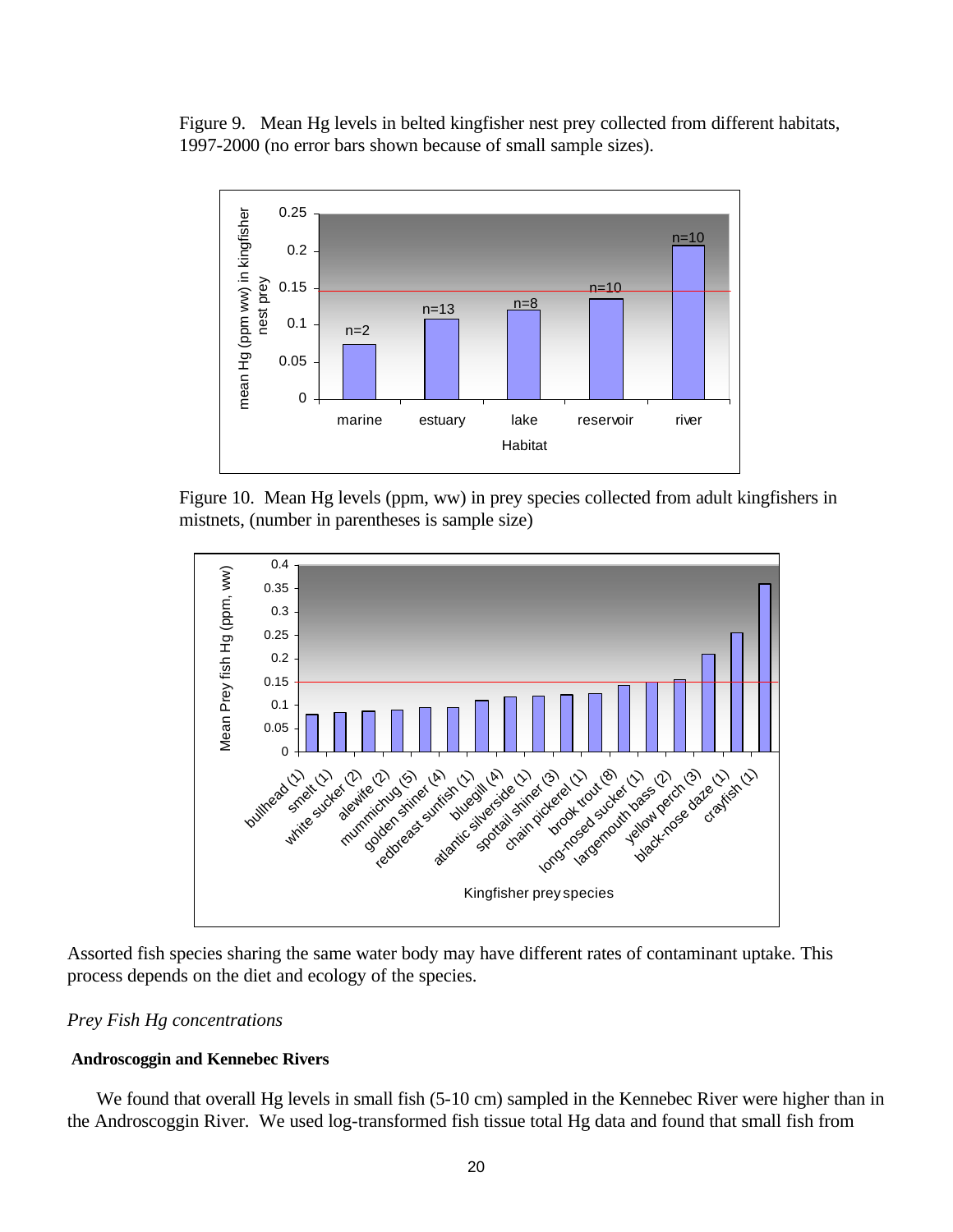Figure 9. Mean Hg levels in belted kingfisher nest prey collected from different habitats, 1997-2000 (no error bars shown because of small sample sizes).

Figure 10. Mean Hg levels (ppm, ww) in prey species collected from adult kingfishers in mistnets, (number in parentheses is sample size)

Assorted fish species sharing the same water body may have different rates of contaminant uptake. This process depends on the diet and ecology of the species.

*Prey Fish Hg concentrations*

**Androscoggin and Kennebec Rivers**

We found that overall Hg levels in small fish (5-10 cm) sampled in the Kennebec River were higher than in the Androscoggin River. We used log-transformed fish tissue total Hg data and found that small fish from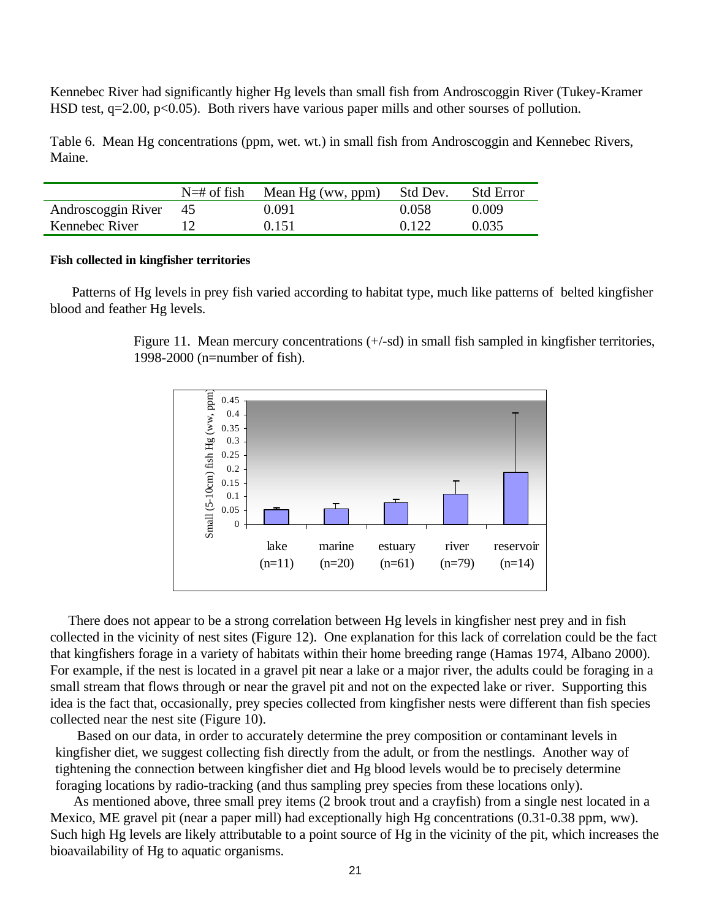Kennebec River had significantly higher Hg levels than small fish from Androscoggin River (Tukey-Kramer HSD test, $q=2.00$, $p<0.05$). Both rivers have various paper mills and other sourses of pollution.

Table 6. Mean Hg concentrations (ppm, wet. wt.) in small fish from Androscoggin and Kennebec Rivers, Maine.

| | N=# of fish | Mean Hg (ww, ppm) | Std Dev. | Std Error |
|---|---|---|---|---|
| Androscoggin River | 45 | 0.091 | 0.058 | 0.009 |
| Kennebec River | 12 | 0.151 | 0.122 | 0.035 |

**Fish collected in kingfisher territories**

Patterns of Hg levels in prey fish varied according to habitat type, much like patterns of belted kingfisher blood and feather Hg levels.

Figure 11. Mean mercury concentrations (+/-sd) in small fish sampled in kingfisher territories, 1998-2000 (n=number of fish).

There does not appear to be a strong correlation between Hg levels in kingfisher nest prey and in fish collected in the vicinity of nest sites (Figure 12). One explanation for this lack of correlation could be the fact that kingfishers forage in a variety of habitats within their home breeding range (Hamas 1974, Albano 2000). For example, if the nest is located in a gravel pit near a lake or a major river, the adults could be foraging in a small stream that flows through or near the gravel pit and not on the expected lake or river. Supporting this idea is the fact that, occasionally, prey species collected from kingfisher nests were different than fish species collected near the nest site (Figure 10).

Based on our data, in order to accurately determine the prey composition or contaminant levels in kingfisher diet, we suggest collecting fish directly from the adult, or from the nestlings. Another way of tightening the connection between kingfisher diet and Hg blood levels would be to precisely determine foraging locations by radio-tracking (and thus sampling prey species from these locations only).

As mentioned above, three small prey items (2 brook trout and a crayfish) from a single nest located in a Mexico, ME gravel pit (near a paper mill) had exceptionally high Hg concentrations (0.31-0.38 ppm, ww). Such high Hg levels are likely attributable to a point source of Hg in the vicinity of the pit, which increases the bioavailability of Hg to aquatic organisms.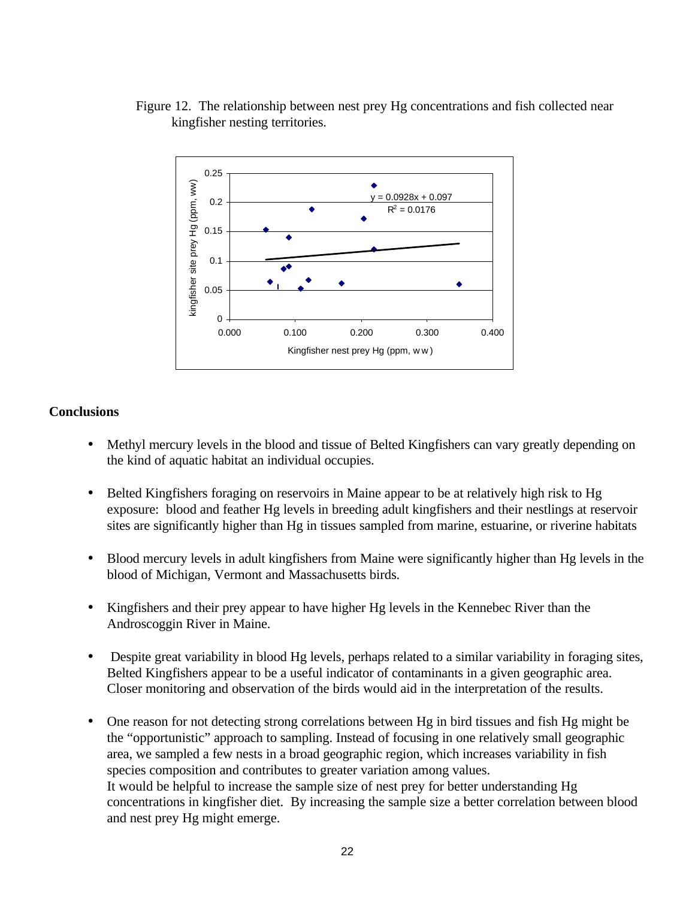Figure 12. The relationship between nest prey Hg concentrations and fish collected near kingfisher nesting territories.

## Conclusions

- Methyl mercury levels in the blood and tissue of Belted Kingfishers can vary greatly depending on the kind of aquatic habitat an individual occupies.

- Belted Kingfishers foraging on reservoirs in Maine appear to be at relatively high risk to Hg exposure: blood and feather Hg levels in breeding adult kingfishers and their nestlings at reservoir sites are significantly higher than Hg in tissues sampled from marine, estuarine, or riverine habitats

- Blood mercury levels in adult kingfishers from Maine were significantly higher than Hg levels in the blood of Michigan, Vermont and Massachusetts birds.

- Kingfishers and their prey appear to have higher Hg levels in the Kennebec River than the Androscoggin River in Maine.

- Despite great variability in blood Hg levels, perhaps related to a similar variability in foraging sites, Belted Kingfishers appear to be a useful indicator of contaminants in a given geographic area. Closer monitoring and observation of the birds would aid in the interpretation of the results.

- One reason for not detecting strong correlations between Hg in bird tissues and fish Hg might be the "opportunistic" approach to sampling. Instead of focusing in one relatively small geographic area, we sampled a few nests in a broad geographic region, which increases variability in fish species composition and contributes to greater variation among values.
  It would be helpful to increase the sample size of nest prey for better understanding Hg concentrations in kingfisher diet. By increasing the sample size a better correlation between blood and nest prey Hg might emerge.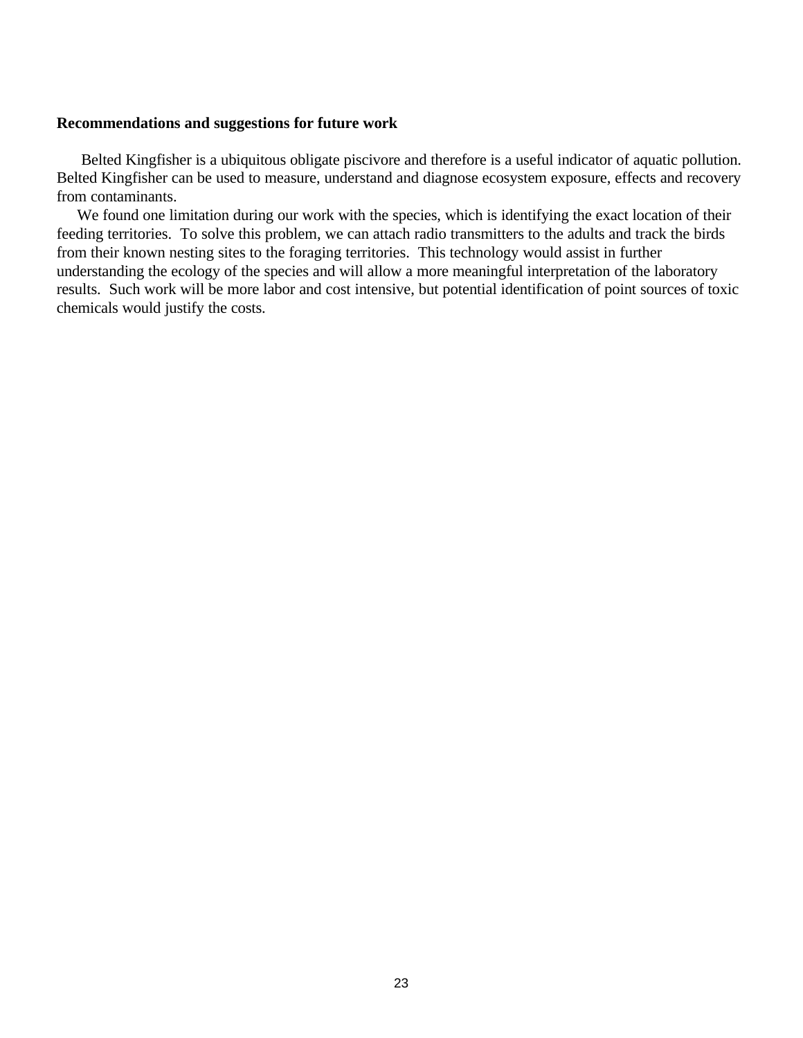**Recommendations and suggestions for future work**

Belted Kingfisher is a ubiquitous obligate piscivore and therefore is a useful indicator of aquatic pollution. Belted Kingfisher can be used to measure, understand and diagnose ecosystem exposure, effects and recovery from contaminants.

We found one limitation during our work with the species, which is identifying the exact location of their feeding territories. To solve this problem, we can attach radio transmitters to the adults and track the birds from their known nesting sites to the foraging territories. This technology would assist in further understanding the ecology of the species and will allow a more meaningful interpretation of the laboratory results. Such work will be more labor and cost intensive, but potential identification of point sources of toxic chemicals would justify the costs.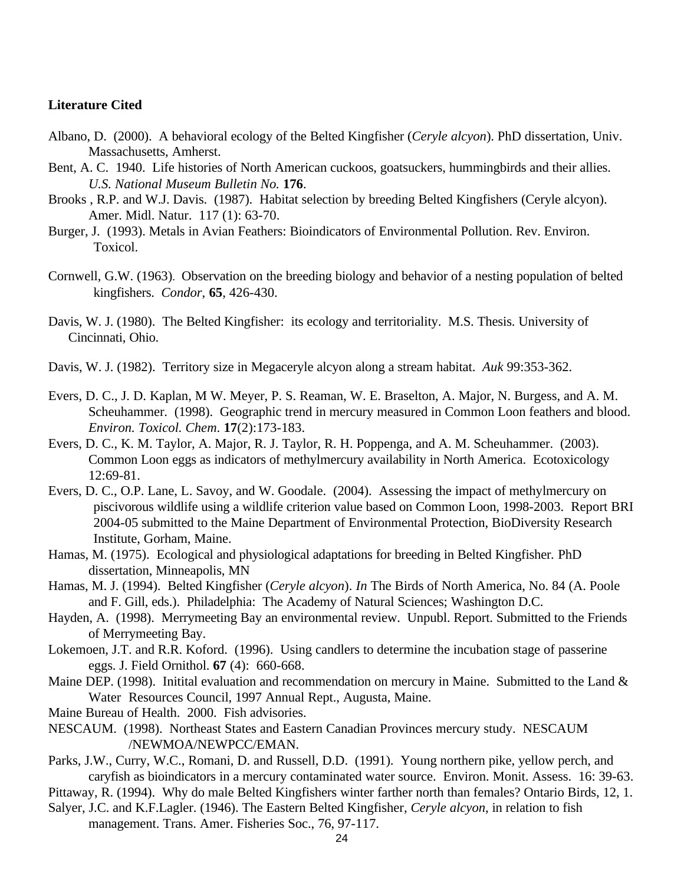**Literature Cited**

Albano, D. (2000). A behavioral ecology of the Belted Kingfisher (*Ceryle alcyon*). PhD dissertation, Univ. Massachusetts, Amherst.

Bent, A. C. 1940. Life histories of North American cuckoos, goatsuckers, hummingbirds and their allies. *U.S. National Museum Bulletin No.* **176**.

Brooks , R.P. and W.J. Davis. (1987). Habitat selection by breeding Belted Kingfishers (Ceryle alcyon). Amer. Midl. Natur. 117 (1): 63-70.

Burger, J. (1993). Metals in Avian Feathers: Bioindicators of Environmental Pollution. Rev. Environ. Toxicol.

Cornwell, G.W. (1963). Observation on the breeding biology and behavior of a nesting population of belted kingfishers. *Condor*, **65**, 426-430.

Davis, W. J. (1980). The Belted Kingfisher: its ecology and territoriality. M.S. Thesis. University of Cincinnati, Ohio.

Davis, W. J. (1982). Territory size in Megaceryle alcyon along a stream habitat. *Auk* 99:353-362.

Evers, D. C., J. D. Kaplan, M W. Meyer, P. S. Reaman, W. E. Braselton, A. Major, N. Burgess, and A. M. Scheuhammer. (1998). Geographic trend in mercury measured in Common Loon feathers and blood. *Environ. Toxicol. Chem.* **17**(2):173-183.

Evers, D. C., K. M. Taylor, A. Major, R. J. Taylor, R. H. Poppenga, and A. M. Scheuhammer. (2003). Common Loon eggs as indicators of methylmercury availability in North America. Ecotoxicology 12:69-81.

Evers, D. C., O.P. Lane, L. Savoy, and W. Goodale. (2004). Assessing the impact of methylmercury on piscivorous wildlife using a wildlife criterion value based on Common Loon, 1998-2003. Report BRI 2004-05 submitted to the Maine Department of Environmental Protection, BioDiversity Research Institute, Gorham, Maine.

Hamas, M. (1975). Ecological and physiological adaptations for breeding in Belted Kingfisher. PhD dissertation, Minneapolis, MN

Hamas, M. J. (1994). Belted Kingfisher (*Ceryle alcyon*). *In* The Birds of North America, No. 84 (A. Poole and F. Gill, eds.). Philadelphia: The Academy of Natural Sciences; Washington D.C.

Hayden, A. (1998). Merrymeeting Bay an environmental review. Unpubl. Report. Submitted to the Friends of Merrymeeting Bay.

Lokemoen, J.T. and R.R. Koford. (1996). Using candlers to determine the incubation stage of passerine eggs. J. Field Ornithol. **67** (4): 660-668.

Maine DEP. (1998). Initital evaluation and recommendation on mercury in Maine. Submitted to the Land & Water Resources Council, 1997 Annual Rept., Augusta, Maine.

Maine Bureau of Health. 2000. Fish advisories.

NESCAUM. (1998). Northeast States and Eastern Canadian Provinces mercury study. NESCAUM /NEWMOA/NEWPCC/EMAN.

Parks, J.W., Curry, W.C., Romani, D. and Russell, D.D. (1991). Young northern pike, yellow perch, and caryfish as bioindicators in a mercury contaminated water source. Environ. Monit. Assess. 16: 39-63.

Pittaway, R. (1994). Why do male Belted Kingfishers winter farther north than females? Ontario Birds, 12, 1.

Salyer, J.C. and K.F.Lagler. (1946). The Eastern Belted Kingfisher, *Ceryle alcyon*, in relation to fish management. Trans. Amer. Fisheries Soc., 76, 97-117.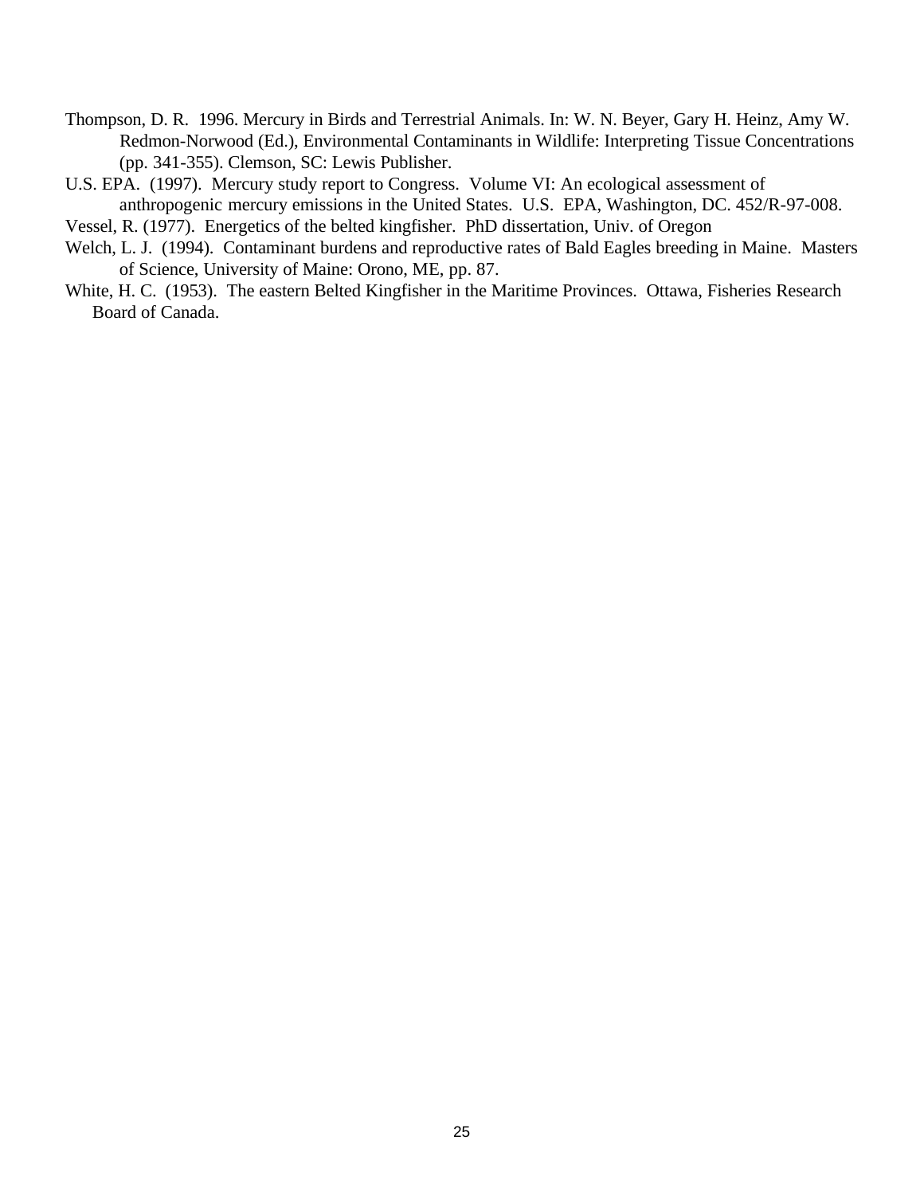Thompson, D. R. 1996. Mercury in Birds and Terrestrial Animals. In: W. N. Beyer, Gary H. Heinz, Amy W. Redmon-Norwood (Ed.), Environmental Contaminants in Wildlife: Interpreting Tissue Concentrations (pp. 341-355). Clemson, SC: Lewis Publisher.

U.S. EPA. (1997). Mercury study report to Congress. Volume VI: An ecological assessment of anthropogenic mercury emissions in the United States. U.S. EPA, Washington, DC. 452/R-97-008.

Vessel, R. (1977). Energetics of the belted kingfisher. PhD dissertation, Univ. of Oregon

Welch, L. J. (1994). Contaminant burdens and reproductive rates of Bald Eagles breeding in Maine. Masters of Science, University of Maine: Orono, ME, pp. 87.

White, H. C. (1953). The eastern Belted Kingfisher in the Maritime Provinces. Ottawa, Fisheries Research Board of Canada.